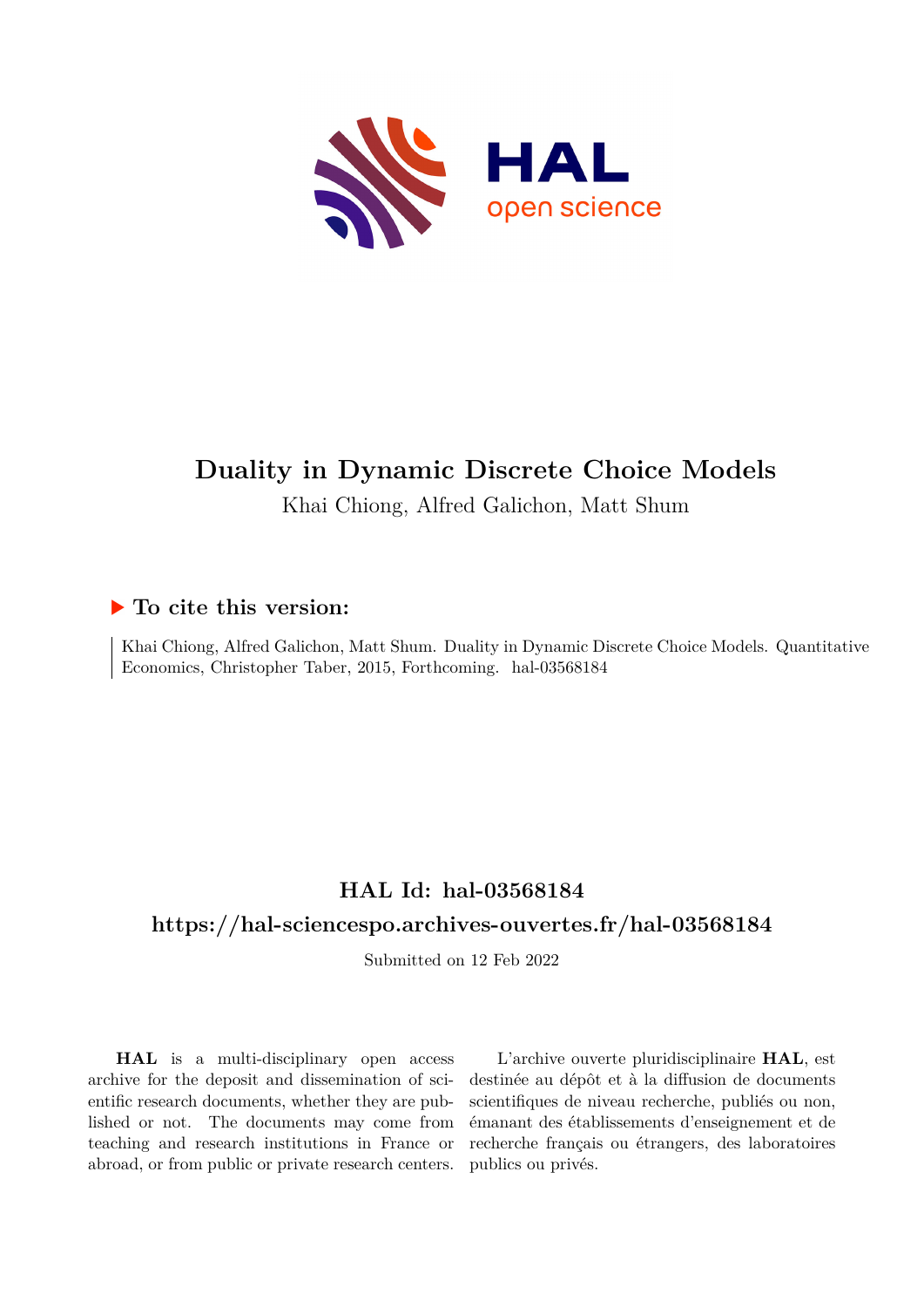# Duality in Dynamic Discrete Choice Models

Khai Chiong, Alfred Galichon, Matt Shum

## ▶ To cite this version:

Khai Chiong, Alfred Galichon, Matt Shum. Duality in Dynamic Discrete Choice Models. Quantitative Economics, Christopher Taber, 2015, Forthcoming. hal-03568184

## HAL Id: hal-03568184

## https://hal-sciencespo.archives-ouvertes.fr/hal-03568184

Submitted on 12 Feb 2022

**HAL** is a multi-disciplinary open access archive for the deposit and dissemination of scientific research documents, whether they are published or not. The documents may come from teaching and research institutions in France or abroad, or from public or private research centers.

L'archive ouverte pluridisciplinaire **HAL**, est destinée au dépôt et à la diffusion de documents scientifiques de niveau recherche, publiés ou non, émanant des établissements d'enseignement et de recherche français ou étrangers, des laboratoires publics ou privés.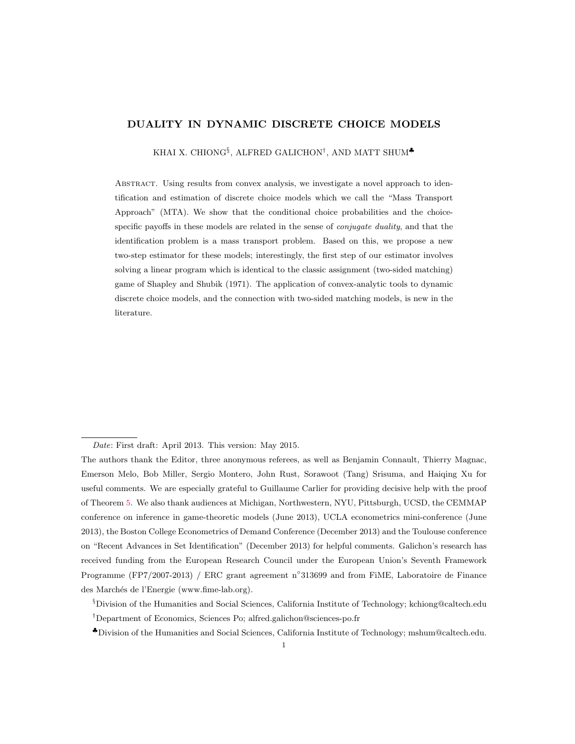# DUALITY IN DYNAMIC DISCRETE CHOICE MODELS

KHAI X. CHIONG[§], ALFRED GALICHON[†], AND MATT SHUM[♣]

Abstract. Using results from convex analysis, we investigate a novel approach to identification and estimation of discrete choice models which we call the "Mass Transport Approach" (MTA). We show that the conditional choice probabilities and the choice-specific payoffs in these models are related in the sense of *conjugate duality*, and that the identification problem is a mass transport problem. Based on this, we propose a new two-step estimator for these models; interestingly, the first step of our estimator involves solving a linear program which is identical to the classic assignment (two-sided matching) game of Shapley and Shubik (1971). The application of convex-analytic tools to dynamic discrete choice models, and the connection with two-sided matching models, is new in the literature.

---

*Date*: First draft: April 2013. This version: May 2015.

The authors thank the Editor, three anonymous referees, as well as Benjamin Connault, Thierry Magnac, Emerson Melo, Bob Miller, Sergio Montero, John Rust, Sorawoot (Tang) Srisuma, and Haiqing Xu for useful comments. We are especially grateful to Guillaume Carlier for providing decisive help with the proof of Theorem 5. We also thank audiences at Michigan, Northwestern, NYU, Pittsburgh, UCSD, the CEMMAP conference on inference in game-theoretic models (June 2013), UCLA econometrics mini-conference (June 2013), the Boston College Econometrics of Demand Conference (December 2013) and the Toulouse conference on "Recent Advances in Set Identification" (December 2013) for helpful comments. Galichon's research has received funding from the European Research Council under the European Union's Seventh Framework Programme (FP7/2007-2013) / ERC grant agreement n°313699 and from FiME, Laboratoire de Finance des Marchés de l'Energie (www.fime-lab.org).

[§]Division of the Humanities and Social Sciences, California Institute of Technology; kchiong@caltech.edu

[†]Department of Economics, Sciences Po; alfred.galichon@sciences-po.fr

[♣]Division of the Humanities and Social Sciences, California Institute of Technology; mshum@caltech.edu.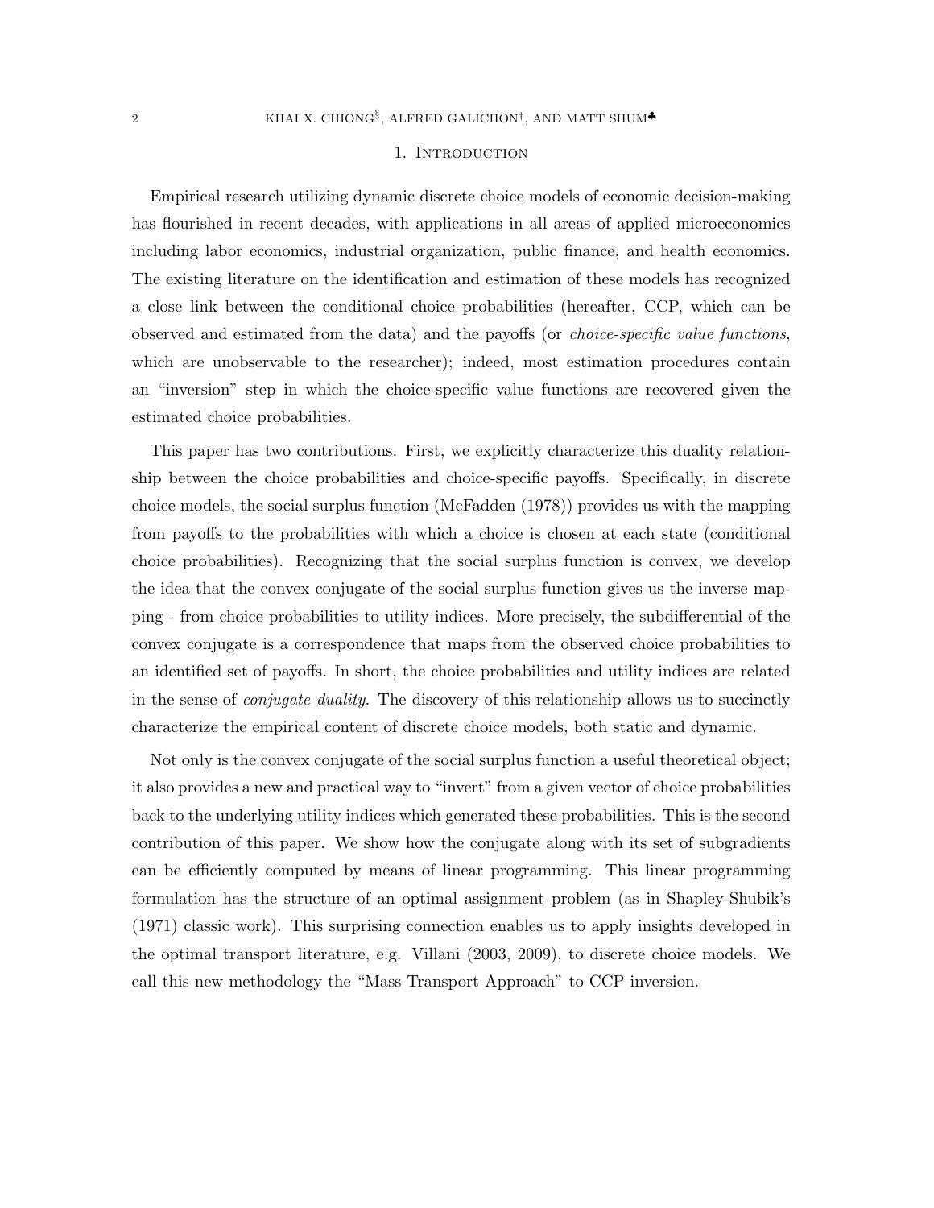## 1. Introduction

Empirical research utilizing dynamic discrete choice models of economic decision-making has flourished in recent decades, with applications in all areas of applied microeconomics including labor economics, industrial organization, public finance, and health economics. The existing literature on the identification and estimation of these models has recognized a close link between the conditional choice probabilities (hereafter, CCP, which can be observed and estimated from the data) and the payoffs (or *choice-specific value functions*, which are unobservable to the researcher); indeed, most estimation procedures contain an "inversion" step in which the choice-specific value functions are recovered given the estimated choice probabilities.

This paper has two contributions. First, we explicitly characterize this duality relationship between the choice probabilities and choice-specific payoffs. Specifically, in discrete choice models, the social surplus function (McFadden (1978)) provides us with the mapping from payoffs to the probabilities with which a choice is chosen at each state (conditional choice probabilities). Recognizing that the social surplus function is convex, we develop the idea that the convex conjugate of the social surplus function gives us the inverse mapping - from choice probabilities to utility indices. More precisely, the subdifferential of the convex conjugate is a correspondence that maps from the observed choice probabilities to an identified set of payoffs. In short, the choice probabilities and utility indices are related in the sense of *conjugate duality*. The discovery of this relationship allows us to succinctly characterize the empirical content of discrete choice models, both static and dynamic.

Not only is the convex conjugate of the social surplus function a useful theoretical object; it also provides a new and practical way to "invert" from a given vector of choice probabilities back to the underlying utility indices which generated these probabilities. This is the second contribution of this paper. We show how the conjugate along with its set of subgradients can be efficiently computed by means of linear programming. This linear programming formulation has the structure of an optimal assignment problem (as in Shapley-Shubik's (1971) classic work). This surprising connection enables us to apply insights developed in the optimal transport literature, e.g. Villani (2003, 2009), to discrete choice models. We call this new methodology the "Mass Transport Approach" to CCP inversion.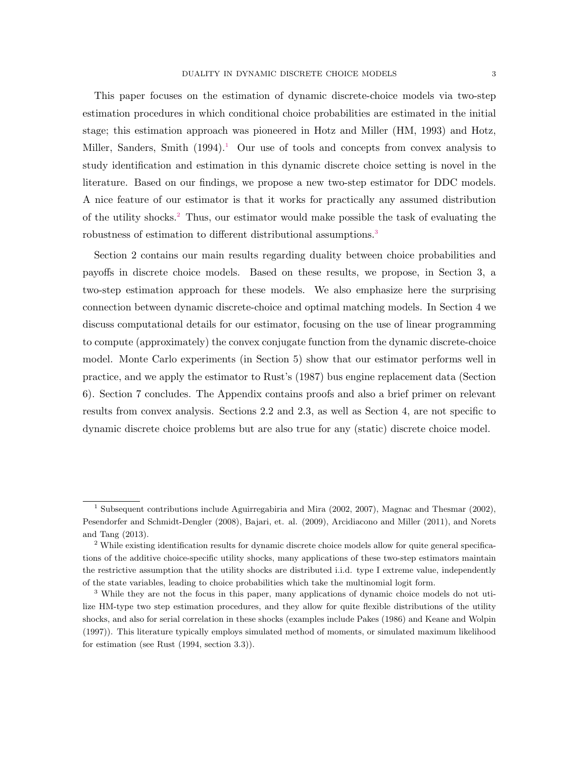This paper focuses on the estimation of dynamic discrete-choice models via two-step estimation procedures in which conditional choice probabilities are estimated in the initial stage; this estimation approach was pioneered in Hotz and Miller (HM, 1993) and Hotz, Miller, Sanders, Smith (1994).[1] Our use of tools and concepts from convex analysis to study identification and estimation in this dynamic discrete choice setting is novel in the literature. Based on our findings, we propose a new two-step estimator for DDC models. A nice feature of our estimator is that it works for practically any assumed distribution of the utility shocks.[2] Thus, our estimator would make possible the task of evaluating the robustness of estimation to different distributional assumptions.[3]

Section 2 contains our main results regarding duality between choice probabilities and payoffs in discrete choice models. Based on these results, we propose, in Section 3, a two-step estimation approach for these models. We also emphasize here the surprising connection between dynamic discrete-choice and optimal matching models. In Section 4 we discuss computational details for our estimator, focusing on the use of linear programming to compute (approximately) the convex conjugate function from the dynamic discrete-choice model. Monte Carlo experiments (in Section 5) show that our estimator performs well in practice, and we apply the estimator to Rust's (1987) bus engine replacement data (Section 6). Section 7 concludes. The Appendix contains proofs and also a brief primer on relevant results from convex analysis. Sections 2.2 and 2.3, as well as Section 4, are not specific to dynamic discrete choice problems but are also true for any (static) discrete choice model.

---

[1] Subsequent contributions include Aguirregabiria and Mira (2002, 2007), Magnac and Thesmar (2002), Pesendorfer and Schmidt-Dengler (2008), Bajari, et. al. (2009), Arcidiacono and Miller (2011), and Norets and Tang (2013).

[2] While existing identification results for dynamic discrete choice models allow for quite general specifications of the additive choice-specific utility shocks, many applications of these two-step estimators maintain the restrictive assumption that the utility shocks are distributed i.i.d. type I extreme value, independently of the state variables, leading to choice probabilities which take the multinomial logit form.

[3] While they are not the focus in this paper, many applications of dynamic choice models do not utilize HM-type two step estimation procedures, and they allow for quite flexible distributions of the utility shocks, and also for serial correlation in these shocks (examples include Pakes (1986) and Keane and Wolpin (1997)). This literature typically employs simulated method of moments, or simulated maximum likelihood for estimation (see Rust (1994, section 3.3)).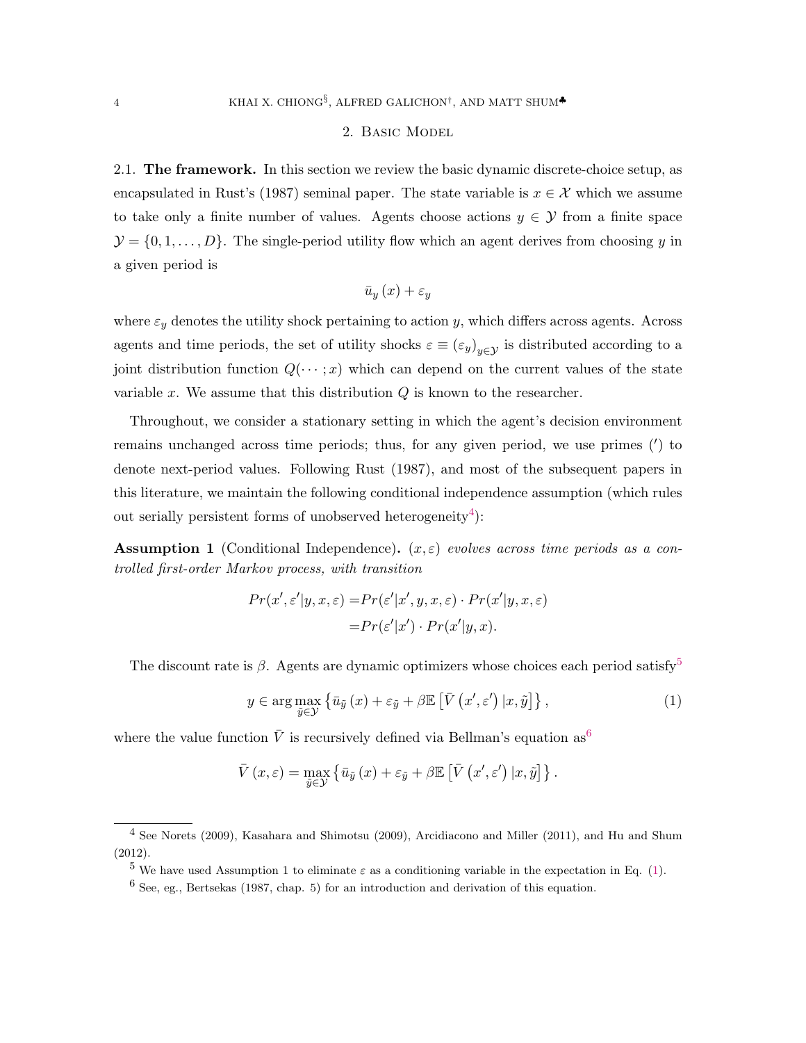## 2. Basic Model

**2.1. The framework.** In this section we review the basic dynamic discrete-choice setup, as encapsulated in Rust's (1987) seminal paper. The state variable is $x \in \mathcal{X}$ which we assume to take only a finite number of values. Agents choose actions $y \in \mathcal{Y}$ from a finite space $\mathcal{Y} = \{0, 1, \ldots, D\}$. The single-period utility flow which an agent derives from choosing $y$ in a given period is

$$\bar{u}_y(x) + \varepsilon_y$$

where $\varepsilon_y$ denotes the utility shock pertaining to action $y$, which differs across agents. Across agents and time periods, the set of utility shocks $\varepsilon \equiv (\varepsilon_y)_{y \in \mathcal{Y}}$ is distributed according to a joint distribution function $Q(\cdots; x)$ which can depend on the current values of the state variable $x$. We assume that this distribution $Q$ is known to the researcher.

Throughout, we consider a stationary setting in which the agent's decision environment remains unchanged across time periods; thus, for any given period, we use primes ($'$) to denote next-period values. Following Rust (1987), and most of the subsequent papers in this literature, we maintain the following conditional independence assumption (which rules out serially persistent forms of unobserved heterogeneity[4]):

**Assumption 1** (Conditional Independence)**.** *$(x, \varepsilon)$ evolves across time periods as a controlled first-order Markov process, with transition*

$$\begin{aligned} Pr(x', \varepsilon' | y, x, \varepsilon) =& Pr(\varepsilon' | x', y, x, \varepsilon) \cdot Pr(x' | y, x, \varepsilon) \\ =& Pr(\varepsilon' | x') \cdot Pr(x' | y, x). \end{aligned}$$

The discount rate is $\beta$. Agents are dynamic optimizers whose choices each period satisfy[5]

$$y \in \arg\max_{\tilde{y} \in \mathcal{Y}} \left\{ \bar{u}_{\tilde{y}}(x) + \varepsilon_{\tilde{y}} + \beta \mathbb{E}\left[\bar{V}(x', \varepsilon') | x, \tilde{y}\right] \right\}, \tag{1}$$

where the value function $\bar{V}$ is recursively defined via Bellman's equation as[6]

$$\bar{V}(x, \varepsilon) = \max_{\tilde{y} \in \mathcal{Y}} \left\{ \bar{u}_{\tilde{y}}(x) + \varepsilon_{\tilde{y}} + \beta \mathbb{E}\left[\bar{V}(x', \varepsilon') | x, \tilde{y}\right] \right\}.$$

---

[4] See Norets (2009), Kasahara and Shimotsu (2009), Arcidiacono and Miller (2011), and Hu and Shum (2012).

[5] We have used Assumption 1 to eliminate $\varepsilon$ as a conditioning variable in the expectation in Eq. (1).

[6] See, eg., Bertsekas (1987, chap. 5) for an introduction and derivation of this equation.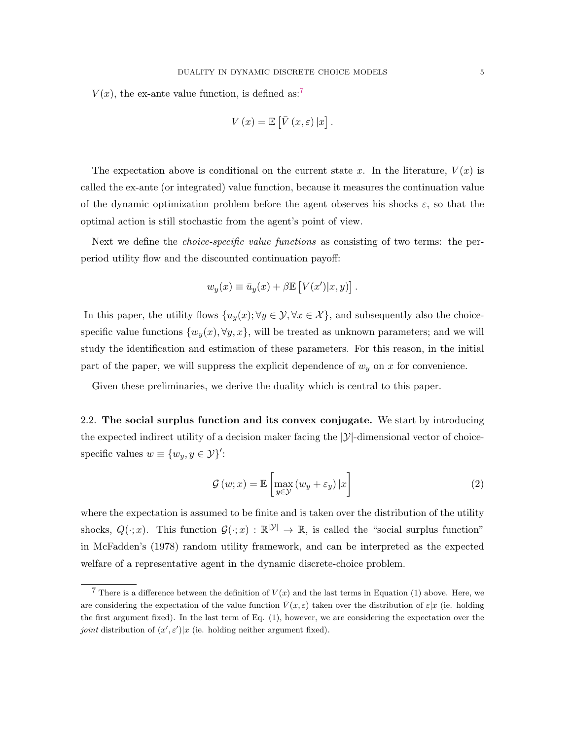$V(x)$, the ex-ante value function, is defined as:[7]

$$V(x) = \mathbb{E}\left[\bar{V}(x, \varepsilon)\,|x\right].$$

The expectation above is conditional on the current state $x$. In the literature, $V(x)$ is called the ex-ante (or integrated) value function, because it measures the continuation value of the dynamic optimization problem before the agent observes his shocks $\varepsilon$, so that the optimal action is still stochastic from the agent's point of view.

Next we define the *choice-specific value functions* as consisting of two terms: the per-period utility flow and the discounted continuation payoff:

$$w_y(x) \equiv \bar{u}_y(x) + \beta\mathbb{E}\left[V(x')|x, y)\right].$$

In this paper, the utility flows $\{u_y(x); \forall y \in \mathcal{Y}, \forall x \in \mathcal{X}\}$, and subsequently also the choice-specific value functions $\{w_y(x), \forall y, x\}$, will be treated as unknown parameters; and we will study the identification and estimation of these parameters. For this reason, in the initial part of the paper, we will suppress the explicit dependence of $w_y$ on $x$ for convenience.

Given these preliminaries, we derive the duality which is central to this paper.

2.2. **The social surplus function and its convex conjugate.** We start by introducing the expected indirect utility of a decision maker facing the $|\mathcal{Y}|$-dimensional vector of choice-specific values $w \equiv \{w_y, y \in \mathcal{Y}\}'$:

$$\mathcal{G}(w; x) = \mathbb{E}\left[\max_{y\in\mathcal{Y}}(w_y + \varepsilon_y)\,|x\right] \tag{2}$$

where the expectation is assumed to be finite and is taken over the distribution of the utility shocks, $Q(\cdot; x)$. This function $\mathcal{G}(\cdot; x) : \mathbb{R}^{|\mathcal{Y}|} \to \mathbb{R}$, is called the "social surplus function" in McFadden's (1978) random utility framework, and can be interpreted as the expected welfare of a representative agent in the dynamic discrete-choice problem.

[7] There is a difference between the definition of $V(x)$ and the last terms in Equation (1) above. Here, we are considering the expectation of the value function $\bar{V}(x, \varepsilon)$ taken over the distribution of $\varepsilon|x$ (ie. holding the first argument fixed). In the last term of Eq. (1), however, we are considering the expectation over the *joint* distribution of $(x', \varepsilon')|x$ (ie. holding neither argument fixed).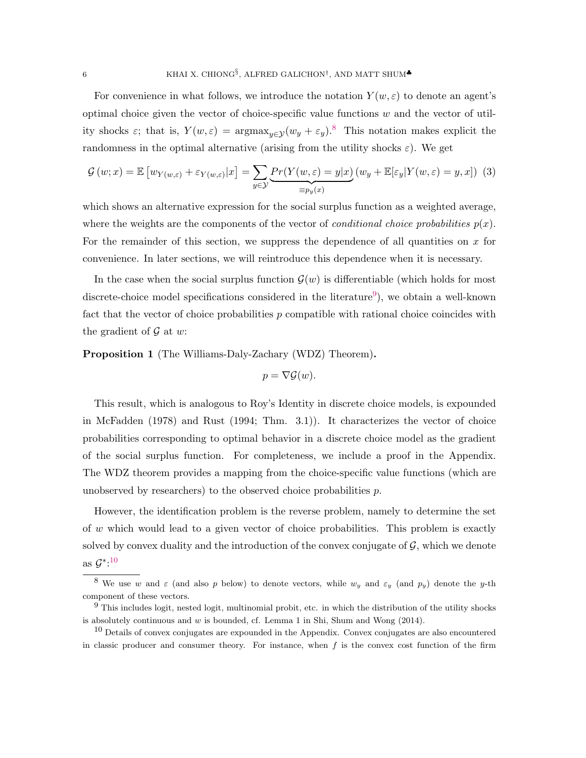For convenience in what follows, we introduce the notation $Y(w, \varepsilon)$ to denote an agent's optimal choice given the vector of choice-specific value functions $w$ and the vector of utility shocks $\varepsilon$; that is, $Y(w, \varepsilon) = \text{argmax}_{y \in \mathcal{Y}}(w_y + \varepsilon_y)$.[8] This notation makes explicit the randomness in the optimal alternative (arising from the utility shocks $\varepsilon$). We get

$$\mathcal{G}(w; x) = \mathbb{E}\left[w_{Y(w,\varepsilon)} + \varepsilon_{Y(w,\varepsilon)}|x\right] = \sum_{y \in \mathcal{Y}} \underbrace{Pr(Y(w, \varepsilon) = y|x)}_{\equiv p_y(x)} (w_y + \mathbb{E}[\varepsilon_y|Y(w, \varepsilon) = y, x]) \quad (3)$$

which shows an alternative expression for the social surplus function as a weighted average, where the weights are the components of the vector of *conditional choice probabilities* $p(x)$. For the remainder of this section, we suppress the dependence of all quantities on $x$ for convenience. In later sections, we will reintroduce this dependence when it is necessary.

In the case when the social surplus function $\mathcal{G}(w)$ is differentiable (which holds for most discrete-choice model specifications considered in the literature[9]), we obtain a well-known fact that the vector of choice probabilities $p$ compatible with rational choice coincides with the gradient of $\mathcal{G}$ at $w$:

**Proposition 1** (The Williams-Daly-Zachary (WDZ) Theorem)**.**

$$p = \nabla \mathcal{G}(w).$$

This result, which is analogous to Roy's Identity in discrete choice models, is expounded in McFadden (1978) and Rust (1994; Thm. 3.1)). It characterizes the vector of choice probabilities corresponding to optimal behavior in a discrete choice model as the gradient of the social surplus function. For completeness, we include a proof in the Appendix. The WDZ theorem provides a mapping from the choice-specific value functions (which are unobserved by researchers) to the observed choice probabilities $p$.

However, the identification problem is the reverse problem, namely to determine the set of $w$ which would lead to a given vector of choice probabilities. This problem is exactly solved by convex duality and the introduction of the convex conjugate of $\mathcal{G}$, which we denote as $\mathcal{G}^*$:[10]

---

[8] We use $w$ and $\varepsilon$ (and also $p$ below) to denote vectors, while $w_y$ and $\varepsilon_y$ (and $p_y$) denote the $y$-th component of these vectors.

[9] This includes logit, nested logit, multinomial probit, etc. in which the distribution of the utility shocks is absolutely continuous and $w$ is bounded, cf. Lemma 1 in Shi, Shum and Wong (2014).

[10] Details of convex conjugates are expounded in the Appendix. Convex conjugates are also encountered in classic producer and consumer theory. For instance, when $f$ is the convex cost function of the firm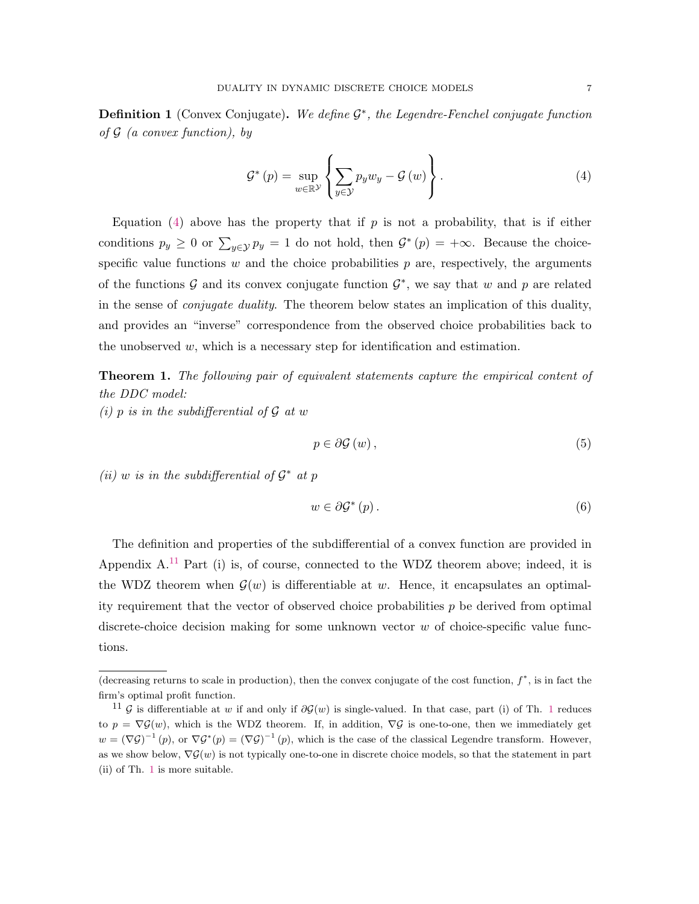**Definition 1** (Convex Conjugate)**.** *We define $\mathcal{G}^*$, the Legendre-Fenchel conjugate function of $\mathcal{G}$ (a convex function), by*

$$\mathcal{G}^*(p) = \sup_{w \in \mathbb{R}^{\mathcal{Y}}} \left\{ \sum_{y \in \mathcal{Y}} p_y w_y - \mathcal{G}(w) \right\}. \tag{4}$$

Equation (4) above has the property that if $p$ is not a probability, that is if either conditions $p_y \geq 0$ or $\sum_{y \in \mathcal{Y}} p_y = 1$ do not hold, then $\mathcal{G}^*(p) = +\infty$. Because the choice-specific value functions $w$ and the choice probabilities $p$ are, respectively, the arguments of the functions $\mathcal{G}$ and its convex conjugate function $\mathcal{G}^*$, we say that $w$ and $p$ are related in the sense of *conjugate duality*. The theorem below states an implication of this duality, and provides an "inverse" correspondence from the observed choice probabilities back to the unobserved $w$, which is a necessary step for identification and estimation.

**Theorem 1.** *The following pair of equivalent statements capture the empirical content of the DDC model:*
*(i) $p$ is in the subdifferential of $\mathcal{G}$ at $w$*

$$p \in \partial \mathcal{G}(w), \tag{5}$$

*(ii) $w$ is in the subdifferential of $\mathcal{G}^*$ at $p$*

$$w \in \partial \mathcal{G}^*(p). \tag{6}$$

The definition and properties of the subdifferential of a convex function are provided in Appendix A.[11] Part (i) is, of course, connected to the WDZ theorem above; indeed, it is the WDZ theorem when $\mathcal{G}(w)$ is differentiable at $w$. Hence, it encapsulates an optimality requirement that the vector of observed choice probabilities $p$ be derived from optimal discrete-choice decision making for some unknown vector $w$ of choice-specific value functions.

---

(decreasing returns to scale in production), then the convex conjugate of the cost function, $f^*$, is in fact the firm's optimal profit function.

[11] $\mathcal{G}$ is differentiable at $w$ if and only if $\partial\mathcal{G}(w)$ is single-valued. In that case, part (i) of Th. 1 reduces to $p = \nabla\mathcal{G}(w)$, which is the WDZ theorem. If, in addition, $\nabla\mathcal{G}$ is one-to-one, then we immediately get $w = (\nabla\mathcal{G})^{-1}(p)$, or $\nabla\mathcal{G}^*(p) = (\nabla\mathcal{G})^{-1}(p)$, which is the case of the classical Legendre transform. However, as we show below, $\nabla\mathcal{G}(w)$ is not typically one-to-one in discrete choice models, so that the statement in part (ii) of Th. 1 is more suitable.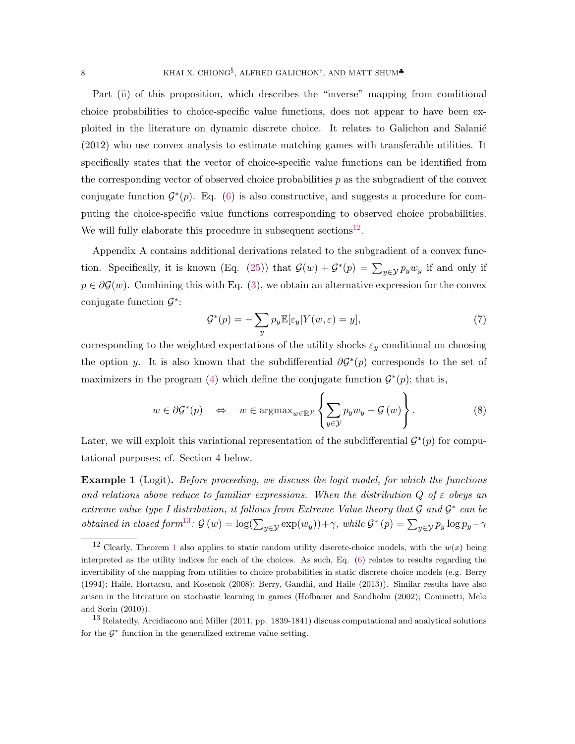Part (ii) of this proposition, which describes the "inverse" mapping from conditional choice probabilities to choice-specific value functions, does not appear to have been exploited in the literature on dynamic discrete choice. It relates to Galichon and Salanié (2012) who use convex analysis to estimate matching games with transferable utilities. It specifically states that the vector of choice-specific value functions can be identified from the corresponding vector of observed choice probabilities $p$ as the subgradient of the convex conjugate function $\mathcal{G}^*(p)$. Eq. (6) is also constructive, and suggests a procedure for computing the choice-specific value functions corresponding to observed choice probabilities. We will fully elaborate this procedure in subsequent sections[12].

Appendix A contains additional derivations related to the subgradient of a convex function. Specifically, it is known (Eq. (25)) that $\mathcal{G}(w) + \mathcal{G}^*(p) = \sum_{y \in \mathcal{Y}} p_y w_y$ if and only if $p \in \partial \mathcal{G}(w)$. Combining this with Eq. (3), we obtain an alternative expression for the convex conjugate function $\mathcal{G}^*$:

$$\mathcal{G}^*(p) = -\sum_y p_y \mathbb{E}[\varepsilon_y | Y(w, \varepsilon) = y], \tag{7}$$

corresponding to the weighted expectations of the utility shocks $\varepsilon_y$ conditional on choosing the option $y$. It is also known that the subdifferential $\partial \mathcal{G}^*(p)$ corresponds to the set of maximizers in the program (4) which define the conjugate function $\mathcal{G}^*(p)$; that is,

$$w \in \partial \mathcal{G}^*(p) \quad \Leftrightarrow \quad w \in \operatorname{argmax}_{w \in \mathbb{R}^{\mathcal{Y}}} \left\{ \sum_{y \in \mathcal{Y}} p_y w_y - \mathcal{G}(w) \right\}. \tag{8}$$

Later, we will exploit this variational representation of the subdifferential $\mathcal{G}^*(p)$ for computational purposes; cf. Section 4 below.

**Example 1** (Logit). *Before proceeding, we discuss the logit model, for which the functions and relations above reduce to familiar expressions. When the distribution $Q$ of $\varepsilon$ obeys an extreme value type I distribution, it follows from Extreme Value theory that $\mathcal{G}$ and $\mathcal{G}^*$ can be obtained in closed form*[13]*: $\mathcal{G}(w) = \log(\sum_{y \in \mathcal{Y}} \exp(w_y)) + \gamma$, while $\mathcal{G}^*(p) = \sum_{y \in \mathcal{Y}} p_y \log p_y - \gamma$*

---

[12] Clearly, Theorem 1 also applies to static random utility discrete-choice models, with the $w(x)$ being interpreted as the utility indices for each of the choices. As such, Eq. (6) relates to results regarding the invertibility of the mapping from utilities to choice probabilities in static discrete choice models (e.g. Berry (1994); Haile, Hortacsu, and Kosenok (2008); Berry, Gandhi, and Haile (2013)). Similar results have also arisen in the literature on stochastic learning in games (Hofbauer and Sandholm (2002); Cominetti, Melo and Sorin (2010)).

[13] Relatedly, Arcidiacono and Miller (2011, pp. 1839-1841) discuss computational and analytical solutions for the $\mathcal{G}^*$ function in the generalized extreme value setting.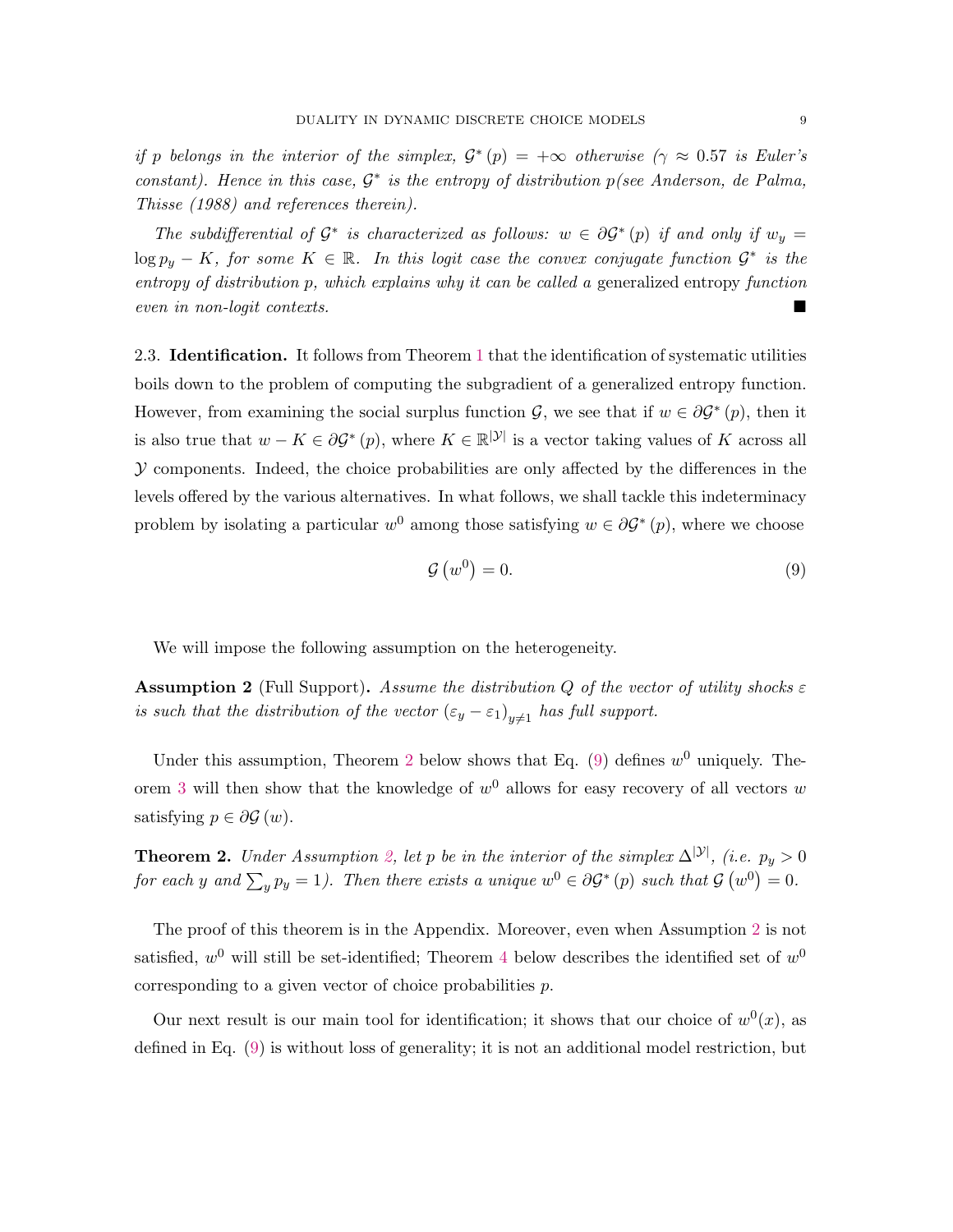*if $p$ belongs in the interior of the simplex, $\mathcal{G}^*(p) = +\infty$ otherwise ($\gamma \approx 0.57$ is Euler's constant). Hence in this case, $\mathcal{G}^*$ is the entropy of distribution $p$(see Anderson, de Palma, Thisse (1988) and references therein).*

*The subdifferential of $\mathcal{G}^*$ is characterized as follows: $w \in \partial\mathcal{G}^*(p)$ if and only if $w_y = \log p_y - K$, for some $K \in \mathbb{R}$. In this logit case the convex conjugate function $\mathcal{G}^*$ is the entropy of distribution $p$, which explains why it can be called a* generalized entropy *function even in non-logit contexts.* ■

2.3. **Identification.** It follows from Theorem 1 that the identification of systematic utilities boils down to the problem of computing the subgradient of a generalized entropy function. However, from examining the social surplus function $\mathcal{G}$, we see that if $w \in \partial\mathcal{G}^*(p)$, then it is also true that $w - K \in \partial\mathcal{G}^*(p)$, where $K \in \mathbb{R}^{|\mathcal{Y}|}$ is a vector taking values of $K$ across all $\mathcal{Y}$ components. Indeed, the choice probabilities are only affected by the differences in the levels offered by the various alternatives. In what follows, we shall tackle this indeterminacy problem by isolating a particular $w^0$ among those satisfying $w \in \partial\mathcal{G}^*(p)$, where we choose

$$\mathcal{G}\left(w^0\right) = 0. \tag{9}$$

We will impose the following assumption on the heterogeneity.

**Assumption 2** (Full Support)**.** *Assume the distribution $Q$ of the vector of utility shocks $\varepsilon$ is such that the distribution of the vector $(\varepsilon_y - \varepsilon_1)_{y \neq 1}$ has full support.*

Under this assumption, Theorem 2 below shows that Eq. (9) defines $w^0$ uniquely. Theorem 3 will then show that the knowledge of $w^0$ allows for easy recovery of all vectors $w$ satisfying $p \in \partial\mathcal{G}(w)$.

**Theorem 2.** *Under Assumption 2, let $p$ be in the interior of the simplex $\Delta^{|\mathcal{Y}|}$, (i.e. $p_y > 0$ for each $y$ and $\sum_y p_y = 1$). Then there exists a unique $w^0 \in \partial\mathcal{G}^*(p)$ such that $\mathcal{G}\left(w^0\right) = 0$.*

The proof of this theorem is in the Appendix. Moreover, even when Assumption 2 is not satisfied, $w^0$ will still be set-identified; Theorem 4 below describes the identified set of $w^0$ corresponding to a given vector of choice probabilities $p$.

Our next result is our main tool for identification; it shows that our choice of $w^0(x)$, as defined in Eq. (9) is without loss of generality; it is not an additional model restriction, but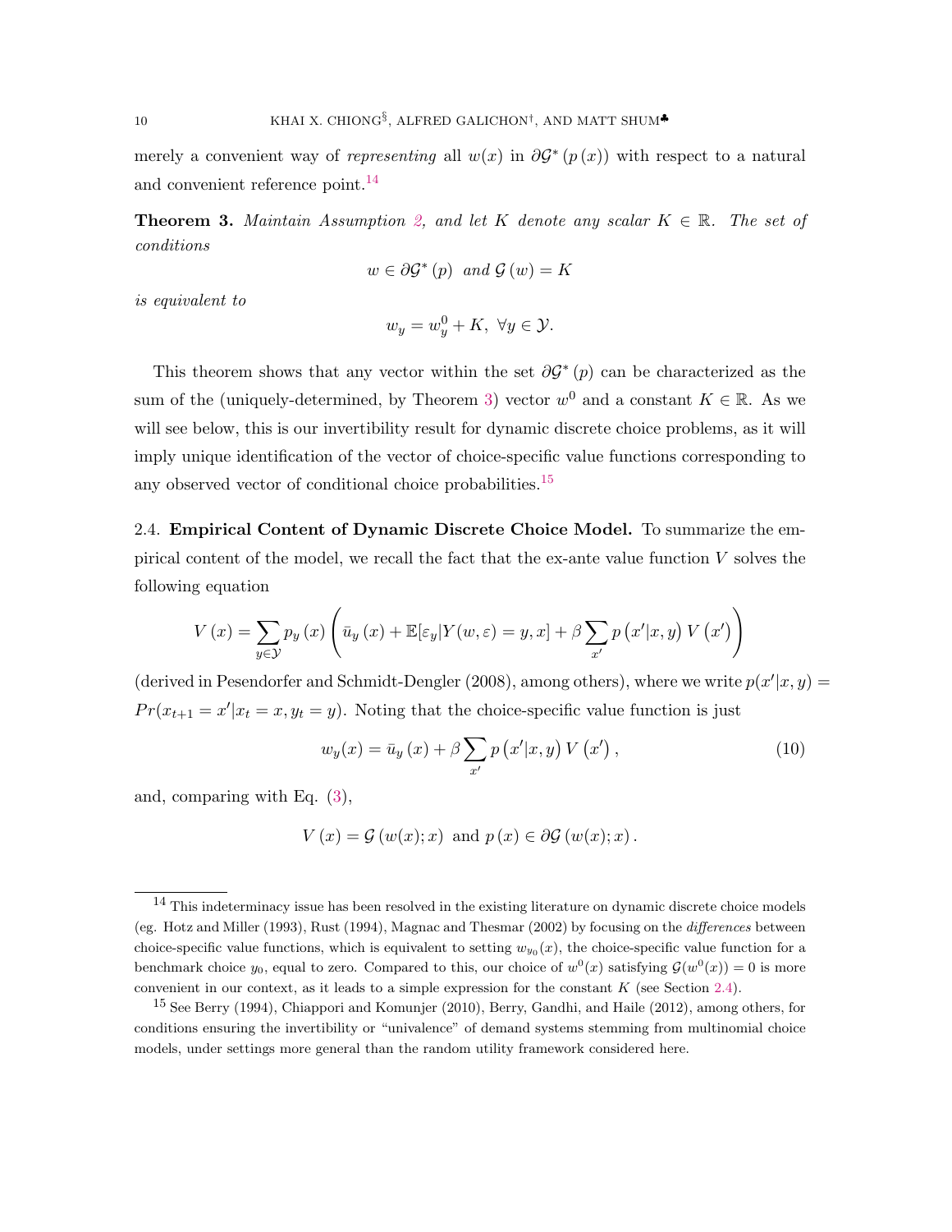merely a convenient way of *representing* all $w(x)$ in $\partial\mathcal{G}^*(p(x))$ with respect to a natural and convenient reference point.[14]

**Theorem 3.** *Maintain Assumption 2, and let $K$ denote any scalar $K \in \mathbb{R}$. The set of conditions*

$$w \in \partial\mathcal{G}^*(p) \text{ and } \mathcal{G}(w) = K$$

*is equivalent to*

$$w_y = w_y^0 + K, \ \forall y \in \mathcal{Y}.$$

This theorem shows that any vector within the set $\partial\mathcal{G}^*(p)$ can be characterized as the sum of the (uniquely-determined, by Theorem 3) vector $w^0$ and a constant $K \in \mathbb{R}$. As we will see below, this is our invertibility result for dynamic discrete choice problems, as it will imply unique identification of the vector of choice-specific value functions corresponding to any observed vector of conditional choice probabilities.[15]

2.4. **Empirical Content of Dynamic Discrete Choice Model.** To summarize the empirical content of the model, we recall the fact that the ex-ante value function $V$ solves the following equation

$$V(x) = \sum_{y \in \mathcal{Y}} p_y(x) \left( \bar{u}_y(x) + \mathbb{E}[\varepsilon_y | Y(w,\varepsilon) = y, x] + \beta \sum_{x'} p(x'|x,y) V(x') \right)$$

(derived in Pesendorfer and Schmidt-Dengler (2008), among others), where we write $p(x'|x,y) = Pr(x_{t+1} = x'|x_t = x, y_t = y)$. Noting that the choice-specific value function is just

$$w_y(x) = \bar{u}_y(x) + \beta \sum_{x'} p(x'|x,y) V(x'), \tag{10}$$

and, comparing with Eq. (3),

$$V(x) = \mathcal{G}(w(x);x) \text{ and } p(x) \in \partial\mathcal{G}(w(x);x).$$

---

[14] This indeterminacy issue has been resolved in the existing literature on dynamic discrete choice models (eg. Hotz and Miller (1993), Rust (1994), Magnac and Thesmar (2002) by focusing on the *differences* between choice-specific value functions, which is equivalent to setting $w_{y_0}(x)$, the choice-specific value function for a benchmark choice $y_0$, equal to zero. Compared to this, our choice of $w^0(x)$ satisfying $\mathcal{G}(w^0(x)) = 0$ is more convenient in our context, as it leads to a simple expression for the constant $K$ (see Section 2.4).

[15] See Berry (1994), Chiappori and Komunjer (2010), Berry, Gandhi, and Haile (2012), among others, for conditions ensuring the invertibility or "univalence" of demand systems stemming from multinomial choice models, under settings more general than the random utility framework considered here.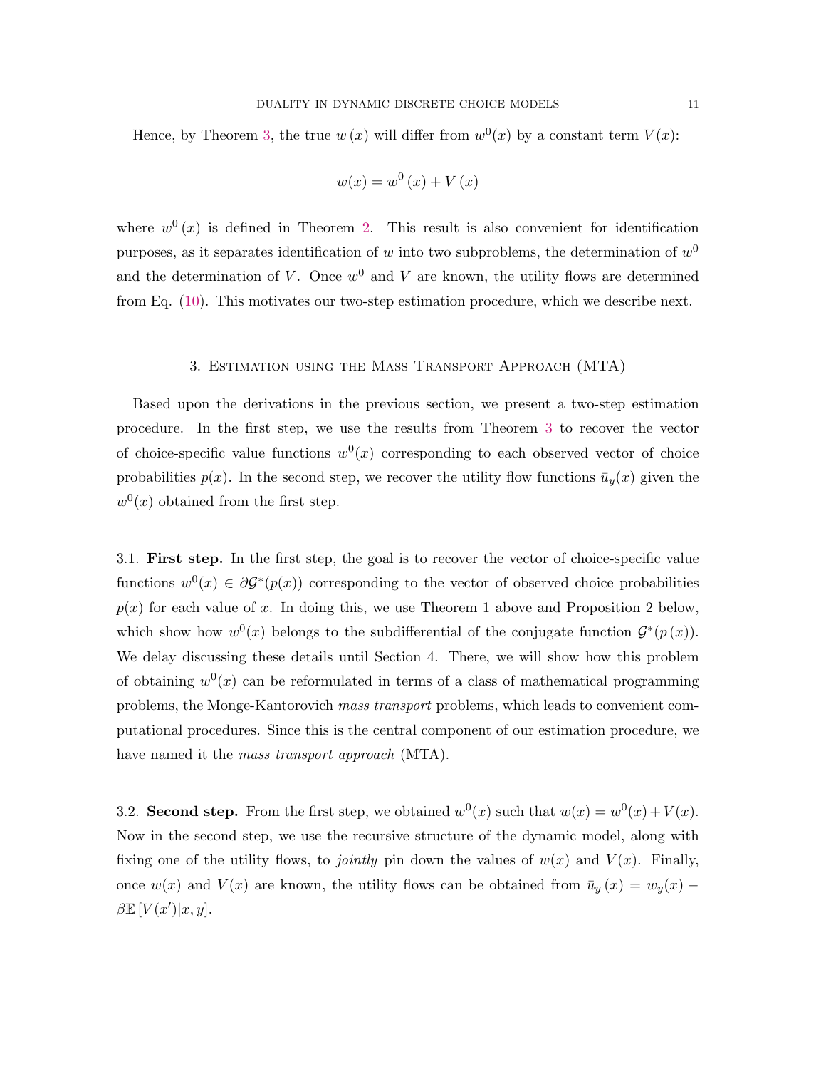Hence, by Theorem 3, the true $w(x)$ will differ from $w^0(x)$ by a constant term $V(x)$:

$$w(x) = w^0(x) + V(x)$$

where $w^0(x)$ is defined in Theorem 2. This result is also convenient for identification purposes, as it separates identification of $w$ into two subproblems, the determination of $w^0$ and the determination of $V$. Once $w^0$ and $V$ are known, the utility flows are determined from Eq. (10). This motivates our two-step estimation procedure, which we describe next.

## 3. Estimation using the Mass Transport Approach (MTA)

Based upon the derivations in the previous section, we present a two-step estimation procedure. In the first step, we use the results from Theorem 3 to recover the vector of choice-specific value functions $w^0(x)$ corresponding to each observed vector of choice probabilities $p(x)$. In the second step, we recover the utility flow functions $\bar{u}_y(x)$ given the $w^0(x)$ obtained from the first step.

### 3.1. First step.

In the first step, the goal is to recover the vector of choice-specific value functions $w^0(x) \in \partial\mathcal{G}^*(p(x))$ corresponding to the vector of observed choice probabilities $p(x)$ for each value of $x$. In doing this, we use Theorem 1 above and Proposition 2 below, which show how $w^0(x)$ belongs to the subdifferential of the conjugate function $\mathcal{G}^*(p(x))$. We delay discussing these details until Section 4. There, we will show how this problem of obtaining $w^0(x)$ can be reformulated in terms of a class of mathematical programming problems, the Monge-Kantorovich *mass transport* problems, which leads to convenient computational procedures. Since this is the central component of our estimation procedure, we have named it the *mass transport approach* (MTA).

### 3.2. Second step.

From the first step, we obtained $w^0(x)$ such that $w(x) = w^0(x) + V(x)$. Now in the second step, we use the recursive structure of the dynamic model, along with fixing one of the utility flows, to *jointly* pin down the values of $w(x)$ and $V(x)$. Finally, once $w(x)$ and $V(x)$ are known, the utility flows can be obtained from $\bar{u}_y(x) = w_y(x) - \beta\mathbb{E}[V(x')|x, y]$.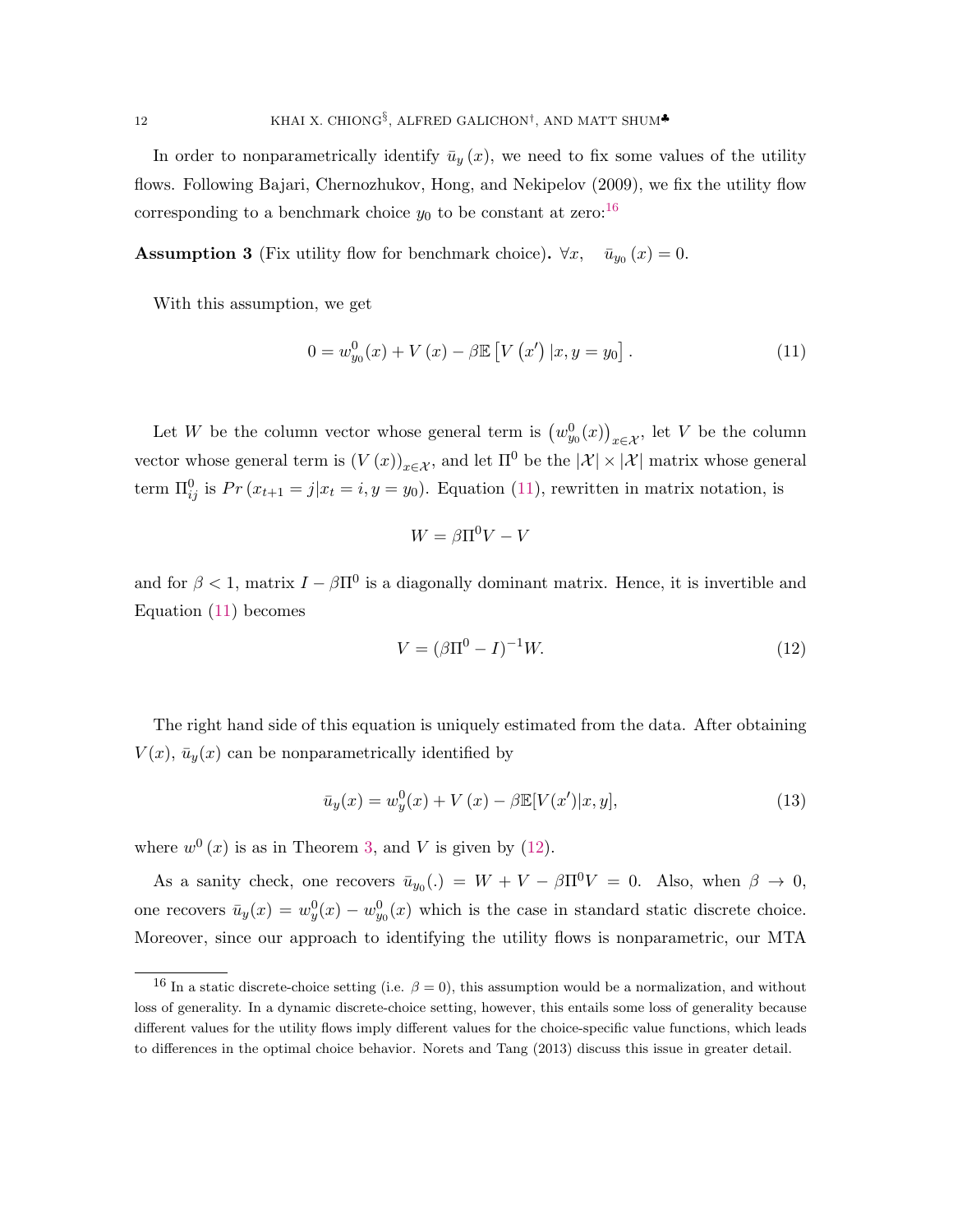In order to nonparametrically identify $\bar{u}_y(x)$, we need to fix some values of the utility flows. Following Bajari, Chernozhukov, Hong, and Nekipelov (2009), we fix the utility flow corresponding to a benchmark choice $y_0$ to be constant at zero:[16]

**Assumption 3** (Fix utility flow for benchmark choice)**.** $\forall x, \quad \bar{u}_{y_0}(x) = 0.$

With this assumption, we get

$$0 = w^0_{y_0}(x) + V(x) - \beta \mathbb{E}\left[V(x')\,|x, y = y_0\right]. \tag{11}$$

Let $W$ be the column vector whose general term is $\left(w^0_{y_0}(x)\right)_{x\in\mathcal{X}}$, let $V$ be the column vector whose general term is $(V(x))_{x\in\mathcal{X}}$, and let $\Pi^0$ be the $|\mathcal{X}| \times |\mathcal{X}|$ matrix whose general term $\Pi^0_{ij}$ is $Pr(x_{t+1} = j | x_t = i, y = y_0)$. Equation (11), rewritten in matrix notation, is

$$W = \beta\Pi^0 V - V$$

and for $\beta < 1$, matrix $I - \beta\Pi^0$ is a diagonally dominant matrix. Hence, it is invertible and Equation (11) becomes

$$V = (\beta\Pi^0 - I)^{-1} W. \tag{12}$$

The right hand side of this equation is uniquely estimated from the data. After obtaining $V(x)$, $\bar{u}_y(x)$ can be nonparametrically identified by

$$\bar{u}_y(x) = w^0_y(x) + V(x) - \beta\mathbb{E}[V(x')|x, y], \tag{13}$$

where $w^0(x)$ is as in Theorem 3, and $V$ is given by (12).

As a sanity check, one recovers $\bar{u}_{y_0}(.) = W + V - \beta\Pi^0 V = 0$. Also, when $\beta \to 0$, one recovers $\bar{u}_y(x) = w^0_y(x) - w^0_{y_0}(x)$ which is the case in standard static discrete choice. Moreover, since our approach to identifying the utility flows is nonparametric, our MTA

[16] In a static discrete-choice setting (i.e. $\beta = 0$), this assumption would be a normalization, and without loss of generality. In a dynamic discrete-choice setting, however, this entails some loss of generality because different values for the utility flows imply different values for the choice-specific value functions, which leads to differences in the optimal choice behavior. Norets and Tang (2013) discuss this issue in greater detail.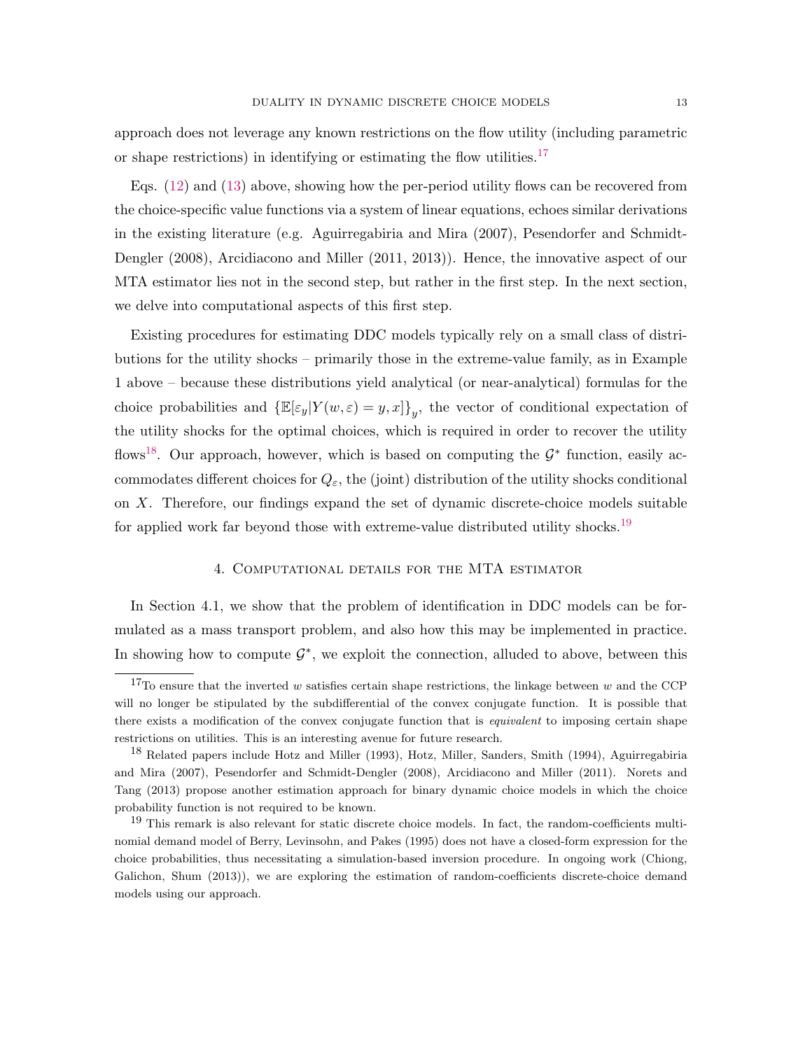approach does not leverage any known restrictions on the flow utility (including parametric or shape restrictions) in identifying or estimating the flow utilities.[17]

Eqs. (12) and (13) above, showing how the per-period utility flows can be recovered from the choice-specific value functions via a system of linear equations, echoes similar derivations in the existing literature (e.g. Aguirregabiria and Mira (2007), Pesendorfer and Schmidt-Dengler (2008), Arcidiacono and Miller (2011, 2013)). Hence, the innovative aspect of our MTA estimator lies not in the second step, but rather in the first step. In the next section, we delve into computational aspects of this first step.

Existing procedures for estimating DDC models typically rely on a small class of distributions for the utility shocks – primarily those in the extreme-value family, as in Example 1 above – because these distributions yield analytical (or near-analytical) formulas for the choice probabilities and $\{\mathbb{E}[\varepsilon_y | Y(w, \varepsilon) = y, x]\}_y$, the vector of conditional expectation of the utility shocks for the optimal choices, which is required in order to recover the utility flows[18]. Our approach, however, which is based on computing the $\mathcal{G}^*$ function, easily accommodates different choices for $Q_\varepsilon$, the (joint) distribution of the utility shocks conditional on $X$. Therefore, our findings expand the set of dynamic discrete-choice models suitable for applied work far beyond those with extreme-value distributed utility shocks.[19]

## 4. Computational details for the MTA estimator

In Section 4.1, we show that the problem of identification in DDC models can be formulated as a mass transport problem, and also how this may be implemented in practice. In showing how to compute $\mathcal{G}^*$, we exploit the connection, alluded to above, between this

---

[17] To ensure that the inverted $w$ satisfies certain shape restrictions, the linkage between $w$ and the CCP will no longer be stipulated by the subdifferential of the convex conjugate function. It is possible that there exists a modification of the convex conjugate function that is *equivalent* to imposing certain shape restrictions on utilities. This is an interesting avenue for future research.

[18] Related papers include Hotz and Miller (1993), Hotz, Miller, Sanders, Smith (1994), Aguirregabiria and Mira (2007), Pesendorfer and Schmidt-Dengler (2008), Arcidiacono and Miller (2011). Norets and Tang (2013) propose another estimation approach for binary dynamic choice models in which the choice probability function is not required to be known.

[19] This remark is also relevant for static discrete choice models. In fact, the random-coefficients multinomial demand model of Berry, Levinsohn, and Pakes (1995) does not have a closed-form expression for the choice probabilities, thus necessitating a simulation-based inversion procedure. In ongoing work (Chiong, Galichon, Shum (2013)), we are exploring the estimation of random-coefficients discrete-choice demand models using our approach.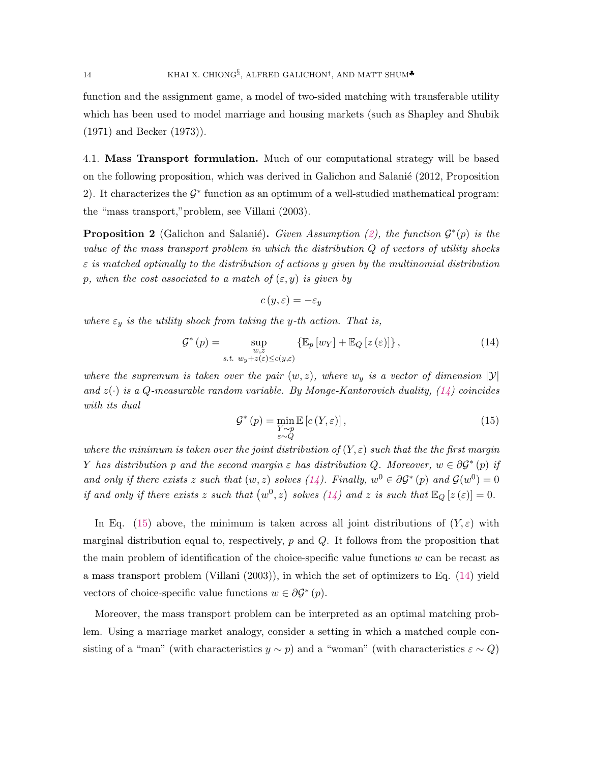function and the assignment game, a model of two-sided matching with transferable utility which has been used to model marriage and housing markets (such as Shapley and Shubik (1971) and Becker (1973)).

4.1. **Mass Transport formulation.** Much of our computational strategy will be based on the following proposition, which was derived in Galichon and Salanié (2012, Proposition 2). It characterizes the $\mathcal{G}^*$ function as an optimum of a well-studied mathematical program: the "mass transport,"problem, see Villani (2003).

**Proposition 2** (Galichon and Salanié)**.** *Given Assumption (2), the function $\mathcal{G}^*(p)$ is the value of the mass transport problem in which the distribution $Q$ of vectors of utility shocks $\varepsilon$ is matched optimally to the distribution of actions $y$ given by the multinomial distribution $p$, when the cost associated to a match of $(\varepsilon, y)$ is given by*

$$c(y, \varepsilon) = -\varepsilon_y$$

*where $\varepsilon_y$ is the utility shock from taking the $y$-th action. That is,*

$$\mathcal{G}^*(p) = \sup_{\substack{w,z \\ s.t.\ w_y + z(\varepsilon) \leq c(y,\varepsilon)}} \left\{ \mathbb{E}_p[w_Y] + \mathbb{E}_Q[z(\varepsilon)] \right\}, \tag{14}$$

*where the supremum is taken over the pair $(w, z)$, where $w_y$ is a vector of dimension $|\mathcal{Y}|$ and $z(\cdot)$ is a $Q$-measurable random variable. By Monge-Kantorovich duality, (14) coincides with its dual*

$$\mathcal{G}^*(p) = \min_{\substack{Y \sim p \\ \varepsilon \sim Q}} \mathbb{E}[c(Y, \varepsilon)], \tag{15}$$

*where the minimum is taken over the joint distribution of $(Y, \varepsilon)$ such that the the first margin $Y$ has distribution $p$ and the second margin $\varepsilon$ has distribution $Q$. Moreover, $w \in \partial\mathcal{G}^*(p)$ if and only if there exists $z$ such that $(w, z)$ solves (14). Finally, $w^0 \in \partial\mathcal{G}^*(p)$ and $\mathcal{G}(w^0) = 0$ if and only if there exists $z$ such that $(w^0, z)$ solves (14) and $z$ is such that $\mathbb{E}_Q[z(\varepsilon)] = 0$.*

In Eq. (15) above, the minimum is taken across all joint distributions of $(Y, \varepsilon)$ with marginal distribution equal to, respectively, $p$ and $Q$. It follows from the proposition that the main problem of identification of the choice-specific value functions $w$ can be recast as a mass transport problem (Villani (2003)), in which the set of optimizers to Eq. (14) yield vectors of choice-specific value functions $w \in \partial\mathcal{G}^*(p)$.

Moreover, the mass transport problem can be interpreted as an optimal matching problem. Using a marriage market analogy, consider a setting in which a matched couple consisting of a "man" (with characteristics $y \sim p$) and a "woman" (with characteristics $\varepsilon \sim Q$)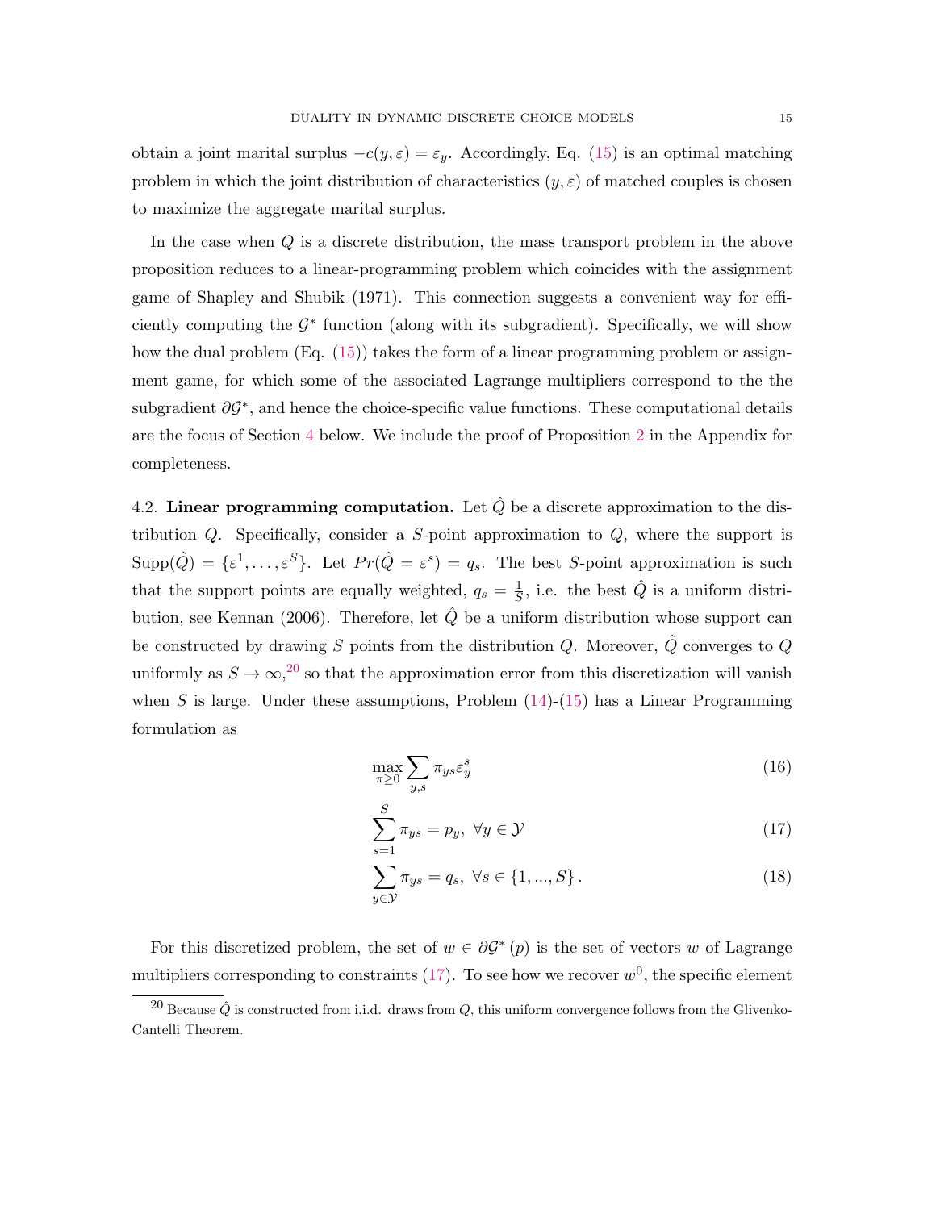obtain a joint marital surplus $-c(y,\varepsilon) = \varepsilon_y$. Accordingly, Eq. (15) is an optimal matching problem in which the joint distribution of characteristics $(y, \varepsilon)$ of matched couples is chosen to maximize the aggregate marital surplus.

In the case when $Q$ is a discrete distribution, the mass transport problem in the above proposition reduces to a linear-programming problem which coincides with the assignment game of Shapley and Shubik (1971). This connection suggests a convenient way for efficiently computing the $\mathcal{G}^*$ function (along with its subgradient). Specifically, we will show how the dual problem (Eq. (15)) takes the form of a linear programming problem or assignment game, for which some of the associated Lagrange multipliers correspond to the the subgradient $\partial\mathcal{G}^*$, and hence the choice-specific value functions. These computational details are the focus of Section 4 below. We include the proof of Proposition 2 in the Appendix for completeness.

4.2. **Linear programming computation.** Let $\hat{Q}$ be a discrete approximation to the distribution $Q$. Specifically, consider a $S$-point approximation to $Q$, where the support is $\text{Supp}(\hat{Q}) = \{\varepsilon^1, \dots, \varepsilon^S\}$. Let $Pr(\hat{Q} = \varepsilon^s) = q_s$. The best $S$-point approximation is such that the support points are equally weighted, $q_s = \frac{1}{S}$, i.e. the best $\hat{Q}$ is a uniform distribution, see Kennan (2006). Therefore, let $\hat{Q}$ be a uniform distribution whose support can be constructed by drawing $S$ points from the distribution $Q$. Moreover, $\hat{Q}$ converges to $Q$ uniformly as $S \to \infty$,[20] so that the approximation error from this discretization will vanish when $S$ is large. Under these assumptions, Problem (14)-(15) has a Linear Programming formulation as

$$\max_{\pi \geq 0} \sum_{y,s} \pi_{ys} \varepsilon_y^s \tag{16}$$

$$\sum_{s=1}^{S} \pi_{ys} = p_y, \ \forall y \in \mathcal{Y} \tag{17}$$

$$\sum_{y \in \mathcal{Y}} \pi_{ys} = q_s, \ \forall s \in \{1, ..., S\}. \tag{18}$$

For this discretized problem, the set of $w \in \partial\mathcal{G}^*(p)$ is the set of vectors $w$ of Lagrange multipliers corresponding to constraints (17). To see how we recover $w^0$, the specific element

[20] Because $\hat{Q}$ is constructed from i.i.d. draws from $Q$, this uniform convergence follows from the Glivenko-Cantelli Theorem.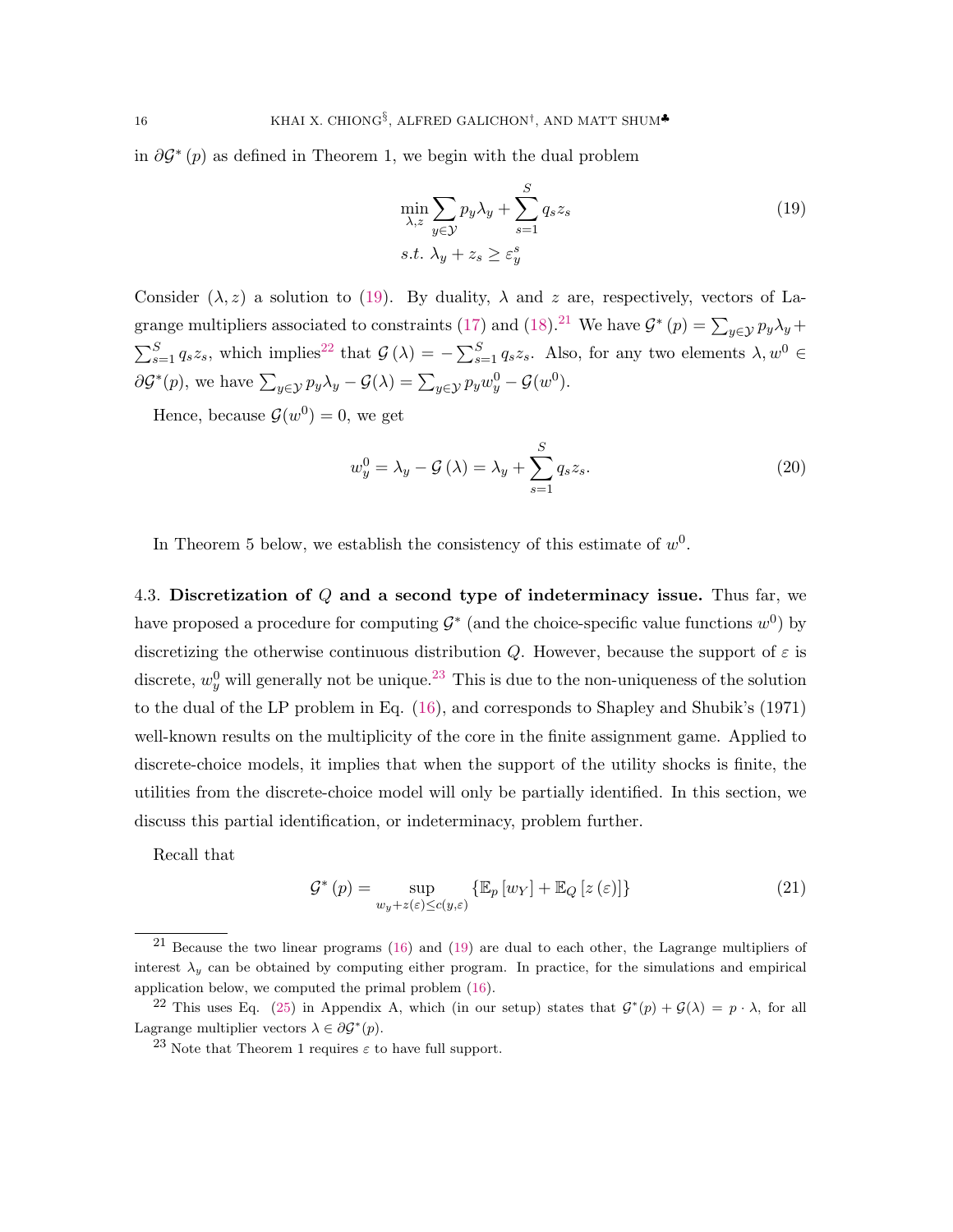in $\partial \mathcal{G}^*(p)$ as defined in Theorem 1, we begin with the dual problem

$$\min_{\lambda, z} \sum_{y \in \mathcal{Y}} p_y \lambda_y + \sum_{s=1}^{S} q_s z_s \tag{19}$$
$$s.t.\ \lambda_y + z_s \geq \varepsilon_y^s$$

Consider $(\lambda, z)$ a solution to (19). By duality, $\lambda$ and $z$ are, respectively, vectors of Lagrange multipliers associated to constraints (17) and (18).[21] We have $\mathcal{G}^*(p) = \sum_{y \in \mathcal{Y}} p_y \lambda_y + \sum_{s=1}^{S} q_s z_s$, which implies[22] that $\mathcal{G}(\lambda) = -\sum_{s=1}^{S} q_s z_s$. Also, for any two elements $\lambda, w^0 \in \partial \mathcal{G}^*(p)$, we have $\sum_{y \in \mathcal{Y}} p_y \lambda_y - \mathcal{G}(\lambda) = \sum_{y \in \mathcal{Y}} p_y w_y^0 - \mathcal{G}(w^0)$.

Hence, because $\mathcal{G}(w^0) = 0$, we get

$$w_y^0 = \lambda_y - \mathcal{G}(\lambda) = \lambda_y + \sum_{s=1}^{S} q_s z_s. \tag{20}$$

In Theorem 5 below, we establish the consistency of this estimate of $w^0$.

4.3. **Discretization of $Q$ and a second type of indeterminacy issue.** Thus far, we have proposed a procedure for computing $\mathcal{G}^*$ (and the choice-specific value functions $w^0$) by discretizing the otherwise continuous distribution $Q$. However, because the support of $\varepsilon$ is discrete, $w_y^0$ will generally not be unique.[23] This is due to the non-uniqueness of the solution to the dual of the LP problem in Eq. (16), and corresponds to Shapley and Shubik's (1971) well-known results on the multiplicity of the core in the finite assignment game. Applied to discrete-choice models, it implies that when the support of the utility shocks is finite, the utilities from the discrete-choice model will only be partially identified. In this section, we discuss this partial identification, or indeterminacy, problem further.

Recall that

$$\mathcal{G}^*(p) = \sup_{w_y + z(\varepsilon) \leq c(y, \varepsilon)} \{\mathbb{E}_p[w_Y] + \mathbb{E}_Q[z(\varepsilon)]\} \tag{21}$$

---

[21] Because the two linear programs (16) and (19) are dual to each other, the Lagrange multipliers of interest $\lambda_y$ can be obtained by computing either program. In practice, for the simulations and empirical application below, we computed the primal problem (16).

[22] This uses Eq. (25) in Appendix A, which (in our setup) states that $\mathcal{G}^*(p) + \mathcal{G}(\lambda) = p \cdot \lambda$, for all Lagrange multiplier vectors $\lambda \in \partial \mathcal{G}^*(p)$.

[23] Note that Theorem 1 requires $\varepsilon$ to have full support.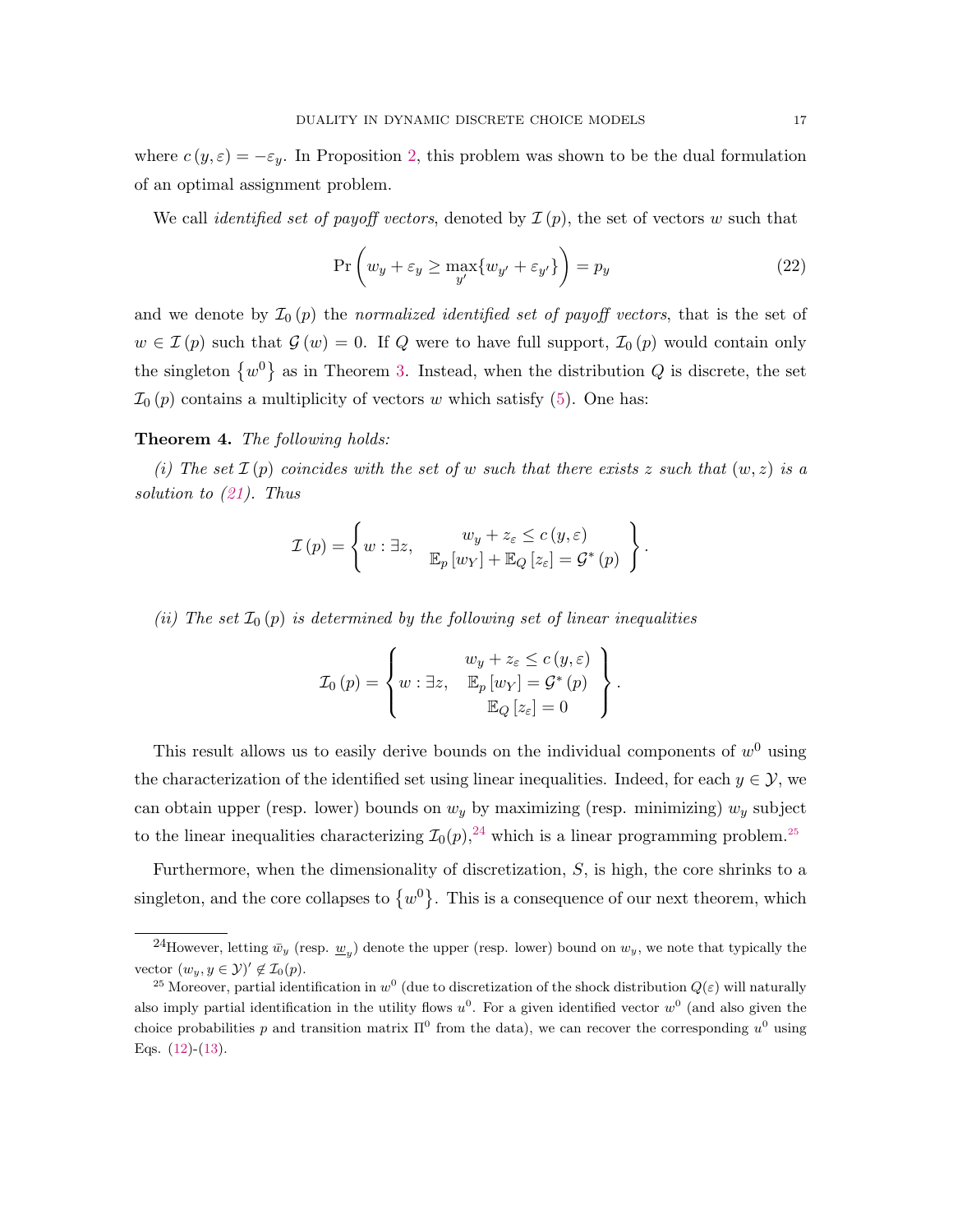where $c(y, \varepsilon) = -\varepsilon_y$. In Proposition 2, this problem was shown to be the dual formulation of an optimal assignment problem.

We call *identified set of payoff vectors*, denoted by $\mathcal{I}(p)$, the set of vectors $w$ such that

$$\Pr\left(w_y + \varepsilon_y \geq \max_{y'}\{w_{y'} + \varepsilon_{y'}\}\right) = p_y \tag{22}$$

and we denote by $\mathcal{I}_0(p)$ the *normalized identified set of payoff vectors*, that is the set of $w \in \mathcal{I}(p)$ such that $\mathcal{G}(w) = 0$. If $Q$ were to have full support, $\mathcal{I}_0(p)$ would contain only the singleton $\{w^0\}$ as in Theorem 3. Instead, when the distribution $Q$ is discrete, the set $\mathcal{I}_0(p)$ contains a multiplicity of vectors $w$ which satisfy (5). One has:

**Theorem 4.** *The following holds:*

*(i) The set $\mathcal{I}(p)$ coincides with the set of $w$ such that there exists $z$ such that $(w, z)$ is a solution to (21). Thus*

$$\mathcal{I}(p) = \left\{ w : \exists z, \quad \begin{array}{c} w_y + z_\varepsilon \leq c(y, \varepsilon) \\ \mathbb{E}_p[w_Y] + \mathbb{E}_Q[z_\varepsilon] = \mathcal{G}^*(p) \end{array} \right\}.$$

*(ii) The set $\mathcal{I}_0(p)$ is determined by the following set of linear inequalities*

$$\mathcal{I}_0(p) = \left\{ w : \exists z, \quad \begin{array}{c} w_y + z_\varepsilon \leq c(y, \varepsilon) \\ \mathbb{E}_p[w_Y] = \mathcal{G}^*(p) \\ \mathbb{E}_Q[z_\varepsilon] = 0 \end{array} \right\}.$$

This result allows us to easily derive bounds on the individual components of $w^0$ using the characterization of the identified set using linear inequalities. Indeed, for each $y \in \mathcal{Y}$, we can obtain upper (resp. lower) bounds on $w_y$ by maximizing (resp. minimizing) $w_y$ subject to the linear inequalities characterizing $\mathcal{I}_0(p)$,[24] which is a linear programming problem.[25]

Furthermore, when the dimensionality of discretization, $S$, is high, the core shrinks to a singleton, and the core collapses to $\{w^0\}$. This is a consequence of our next theorem, which

---

[24] However, letting $\bar{w}_y$ (resp. $\underline{w}_y$) denote the upper (resp. lower) bound on $w_y$, we note that typically the vector $(w_y, y \in \mathcal{Y})' \notin \mathcal{I}_0(p)$.

[25] Moreover, partial identification in $w^0$ (due to discretization of the shock distribution $Q(\varepsilon)$ will naturally also imply partial identification in the utility flows $u^0$. For a given identified vector $w^0$ (and also given the choice probabilities $p$ and transition matrix $\Pi^0$ from the data), we can recover the corresponding $u^0$ using Eqs. (12)-(13).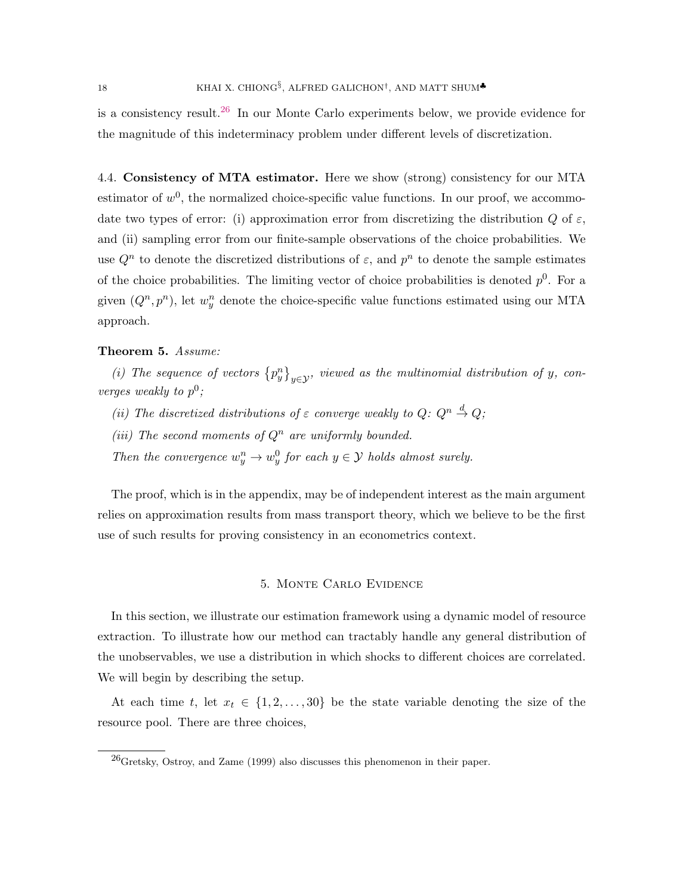is a consistency result.[26] In our Monte Carlo experiments below, we provide evidence for the magnitude of this indeterminacy problem under different levels of discretization.

4.4. **Consistency of MTA estimator.** Here we show (strong) consistency for our MTA estimator of $w^0$, the normalized choice-specific value functions. In our proof, we accommodate two types of error: (i) approximation error from discretizing the distribution $Q$ of $\varepsilon$, and (ii) sampling error from our finite-sample observations of the choice probabilities. We use $Q^n$ to denote the discretized distributions of $\varepsilon$, and $p^n$ to denote the sample estimates of the choice probabilities. The limiting vector of choice probabilities is denoted $p^0$. For a given $(Q^n, p^n)$, let $w_y^n$ denote the choice-specific value functions estimated using our MTA approach.

**Theorem 5.** *Assume:*

*(i) The sequence of vectors $\{p_y^n\}_{y \in \mathcal{Y}}$, viewed as the multinomial distribution of $y$, converges weakly to $p^0$;*

*(ii) The discretized distributions of $\varepsilon$ converge weakly to $Q$: $Q^n \xrightarrow{d} Q$;*

*(iii) The second moments of $Q^n$ are uniformly bounded.*

*Then the convergence $w_y^n \to w_y^0$ for each $y \in \mathcal{Y}$ holds almost surely.*

The proof, which is in the appendix, may be of independent interest as the main argument relies on approximation results from mass transport theory, which we believe to be the first use of such results for proving consistency in an econometrics context.

## 5. Monte Carlo Evidence

In this section, we illustrate our estimation framework using a dynamic model of resource extraction. To illustrate how our method can tractably handle any general distribution of the unobservables, we use a distribution in which shocks to different choices are correlated. We will begin by describing the setup.

At each time $t$, let $x_t \in \{1, 2, \ldots, 30\}$ be the state variable denoting the size of the resource pool. There are three choices,

[26] Gretsky, Ostroy, and Zame (1999) also discusses this phenomenon in their paper.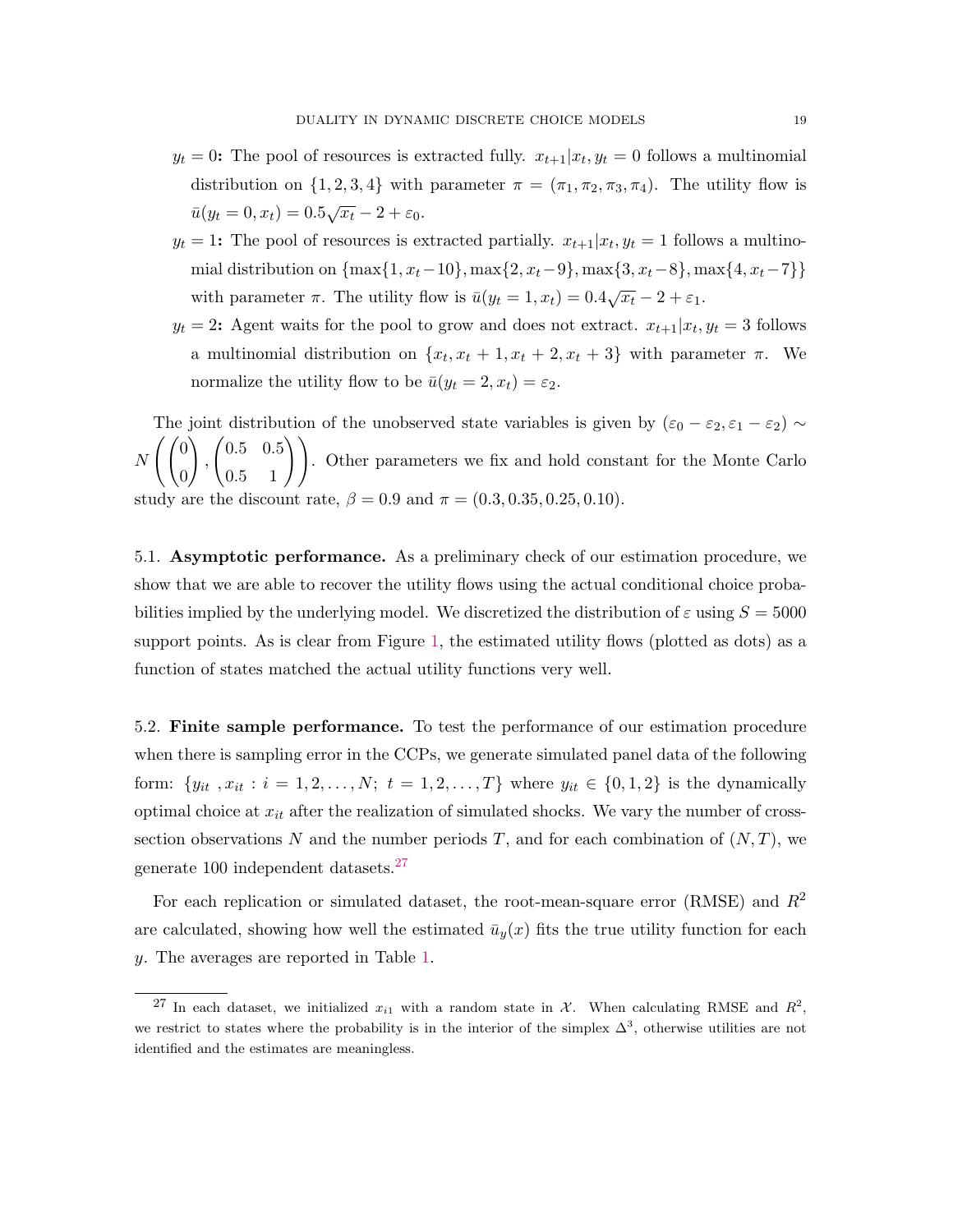- $y_t = 0$**:** The pool of resources is extracted fully. $x_{t+1}|x_t, y_t = 0$ follows a multinomial distribution on $\{1, 2, 3, 4\}$ with parameter $\pi = (\pi_1, \pi_2, \pi_3, \pi_4)$. The utility flow is $\bar{u}(y_t = 0, x_t) = 0.5\sqrt{x_t} - 2 + \varepsilon_0$.
- $y_t = 1$**:** The pool of resources is extracted partially. $x_{t+1}|x_t, y_t = 1$ follows a multinomial distribution on $\{\max\{1, x_t - 10\}, \max\{2, x_t - 9\}, \max\{3, x_t - 8\}, \max\{4, x_t - 7\}\}$ with parameter $\pi$. The utility flow is $\bar{u}(y_t = 1, x_t) = 0.4\sqrt{x_t} - 2 + \varepsilon_1$.
- $y_t = 2$**:** Agent waits for the pool to grow and does not extract. $x_{t+1}|x_t, y_t = 3$ follows a multinomial distribution on $\{x_t, x_t + 1, x_t + 2, x_t + 3\}$ with parameter $\pi$. We normalize the utility flow to be $\bar{u}(y_t = 2, x_t) = \varepsilon_2$.

The joint distribution of the unobserved state variables is given by $(\varepsilon_0 - \varepsilon_2, \varepsilon_1 - \varepsilon_2) \sim N\left(\begin{pmatrix}0\\0\end{pmatrix}, \begin{pmatrix}0.5 & 0.5\\0.5 & 1\end{pmatrix}\right)$. Other parameters we fix and hold constant for the Monte Carlo study are the discount rate, $\beta = 0.9$ and $\pi = (0.3, 0.35, 0.25, 0.10)$.

5.1. **Asymptotic performance.** As a preliminary check of our estimation procedure, we show that we are able to recover the utility flows using the actual conditional choice probabilities implied by the underlying model. We discretized the distribution of $\varepsilon$ using $S = 5000$ support points. As is clear from Figure 1, the estimated utility flows (plotted as dots) as a function of states matched the actual utility functions very well.

5.2. **Finite sample performance.** To test the performance of our estimation procedure when there is sampling error in the CCPs, we generate simulated panel data of the following form: $\{y_{it}\ , x_{it} : i = 1, 2, \ldots, N;\ t = 1, 2, \ldots, T\}$ where $y_{it} \in \{0, 1, 2\}$ is the dynamically optimal choice at $x_{it}$ after the realization of simulated shocks. We vary the number of cross-section observations $N$ and the number periods $T$, and for each combination of $(N, T)$, we generate 100 independent datasets.[27]

For each replication or simulated dataset, the root-mean-square error (RMSE) and $R^2$ are calculated, showing how well the estimated $\bar{u}_y(x)$ fits the true utility function for each $y$. The averages are reported in Table 1.

[27] In each dataset, we initialized $x_{i1}$ with a random state in $\mathcal{X}$. When calculating RMSE and $R^2$, we restrict to states where the probability is in the interior of the simplex $\Delta^3$, otherwise utilities are not identified and the estimates are meaningless.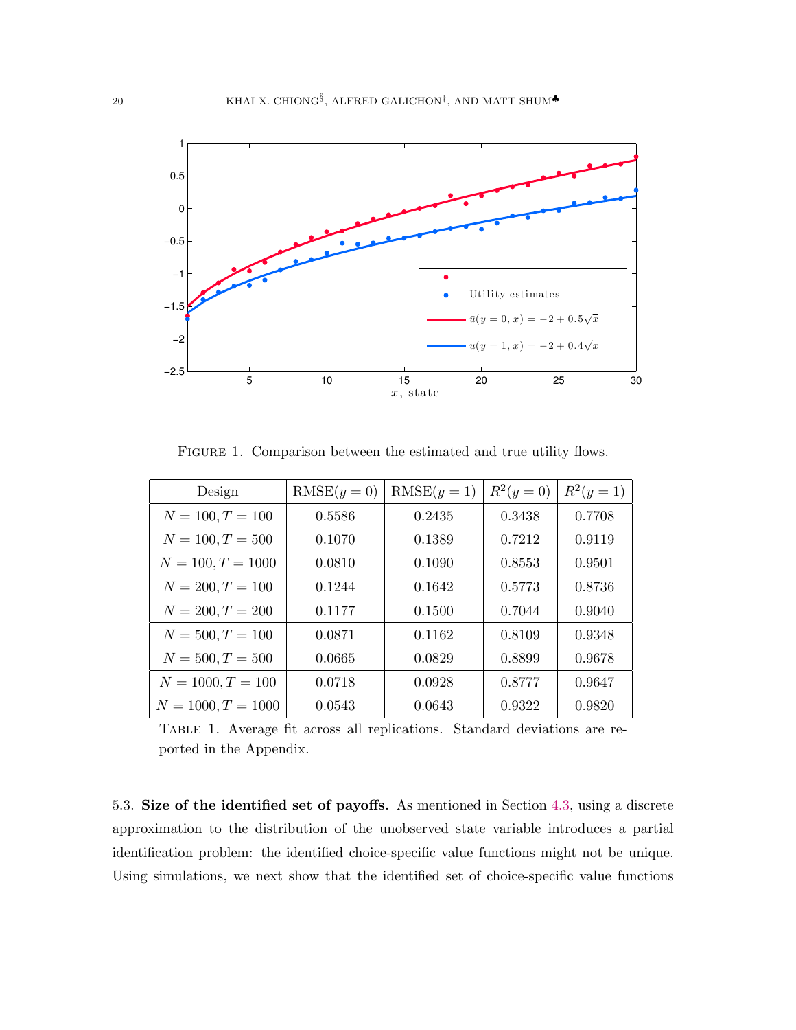FIGURE 1. Comparison between the estimated and true utility flows.

| Design | RMSE$(y=0)$ | RMSE$(y=1)$ | $R^2(y=0)$ | $R^2(y=1)$ |
|---|---|---|---|---|
| $N=100, T=100$ | 0.5586 | 0.2435 | 0.3438 | 0.7708 |
| $N=100, T=500$ | 0.1070 | 0.1389 | 0.7212 | 0.9119 |
| $N=100, T=1000$ | 0.0810 | 0.1090 | 0.8553 | 0.9501 |
| $N=200, T=100$ | 0.1244 | 0.1642 | 0.5773 | 0.8736 |
| $N=200, T=200$ | 0.1177 | 0.1500 | 0.7044 | 0.9040 |
| $N=500, T=100$ | 0.0871 | 0.1162 | 0.8109 | 0.9348 |
| $N=500, T=500$ | 0.0665 | 0.0829 | 0.8899 | 0.9678 |
| $N=1000, T=100$ | 0.0718 | 0.0928 | 0.8777 | 0.9647 |
| $N=1000, T=1000$ | 0.0543 | 0.0643 | 0.9322 | 0.9820 |

TABLE 1. Average fit across all replications. Standard deviations are reported in the Appendix.

5.3. **Size of the identified set of payoffs.** As mentioned in Section 4.3, using a discrete approximation to the distribution of the unobserved state variable introduces a partial identification problem: the identified choice-specific value functions might not be unique. Using simulations, we next show that the identified set of choice-specific value functions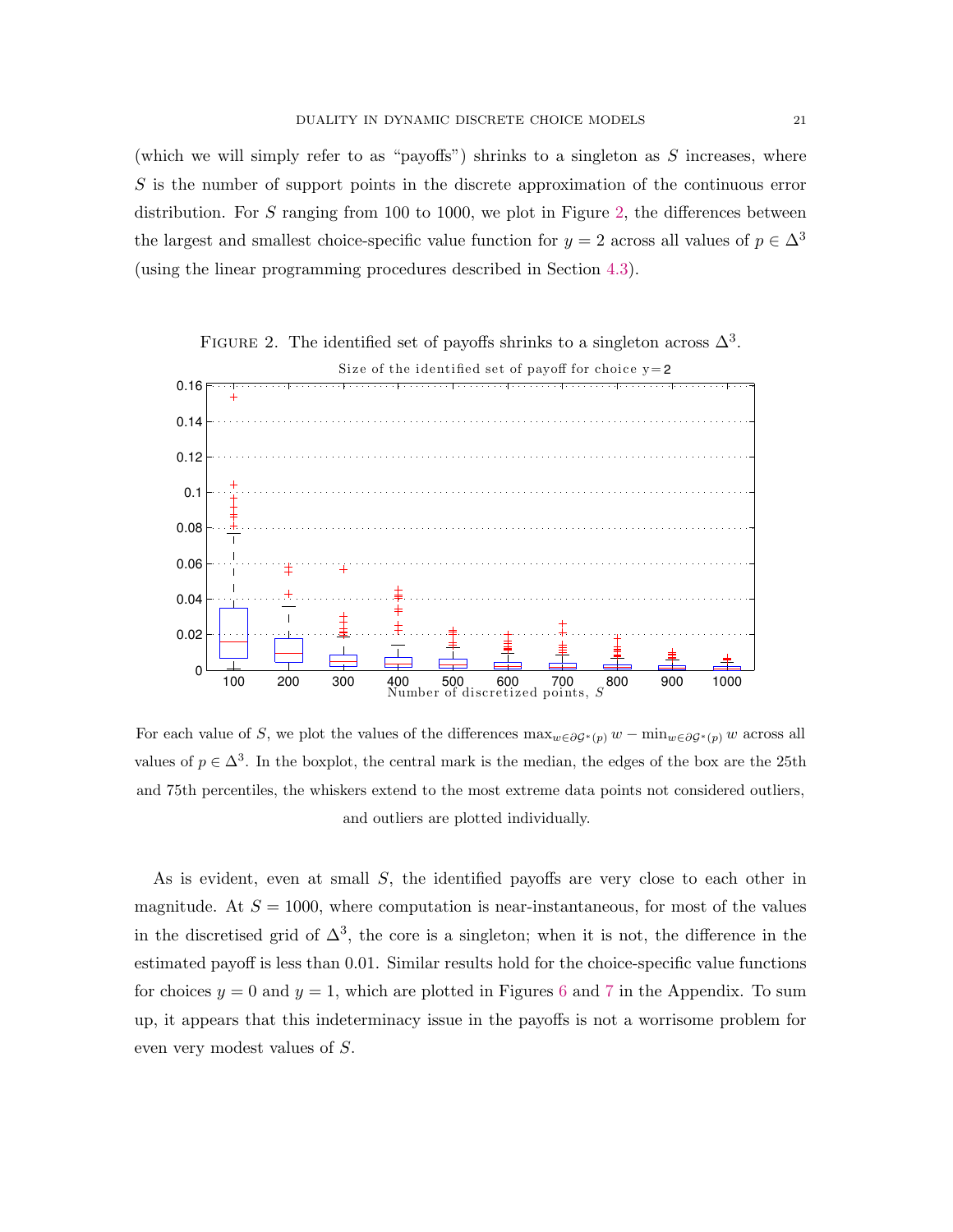(which we will simply refer to as "payoffs") shrinks to a singleton as $S$ increases, where $S$ is the number of support points in the discrete approximation of the continuous error distribution. For $S$ ranging from 100 to 1000, we plot in Figure 2, the differences between the largest and smallest choice-specific value function for $y = 2$ across all values of $p \in \Delta^3$ (using the linear programming procedures described in Section 4.3).

FIGURE 2. The identified set of payoffs shrinks to a singleton across $\Delta^3$.

For each value of $S$, we plot the values of the differences $\max_{w \in \partial \mathcal{G}^*(p)} w - \min_{w \in \partial \mathcal{G}^*(p)} w$ across all values of $p \in \Delta^3$. In the boxplot, the central mark is the median, the edges of the box are the 25th and 75th percentiles, the whiskers extend to the most extreme data points not considered outliers, and outliers are plotted individually.

As is evident, even at small $S$, the identified payoffs are very close to each other in magnitude. At $S = 1000$, where computation is near-instantaneous, for most of the values in the discretised grid of $\Delta^3$, the core is a singleton; when it is not, the difference in the estimated payoff is less than 0.01. Similar results hold for the choice-specific value functions for choices $y = 0$ and $y = 1$, which are plotted in Figures 6 and 7 in the Appendix. To sum up, it appears that this indeterminacy issue in the payoffs is not a worrisome problem for even very modest values of $S$.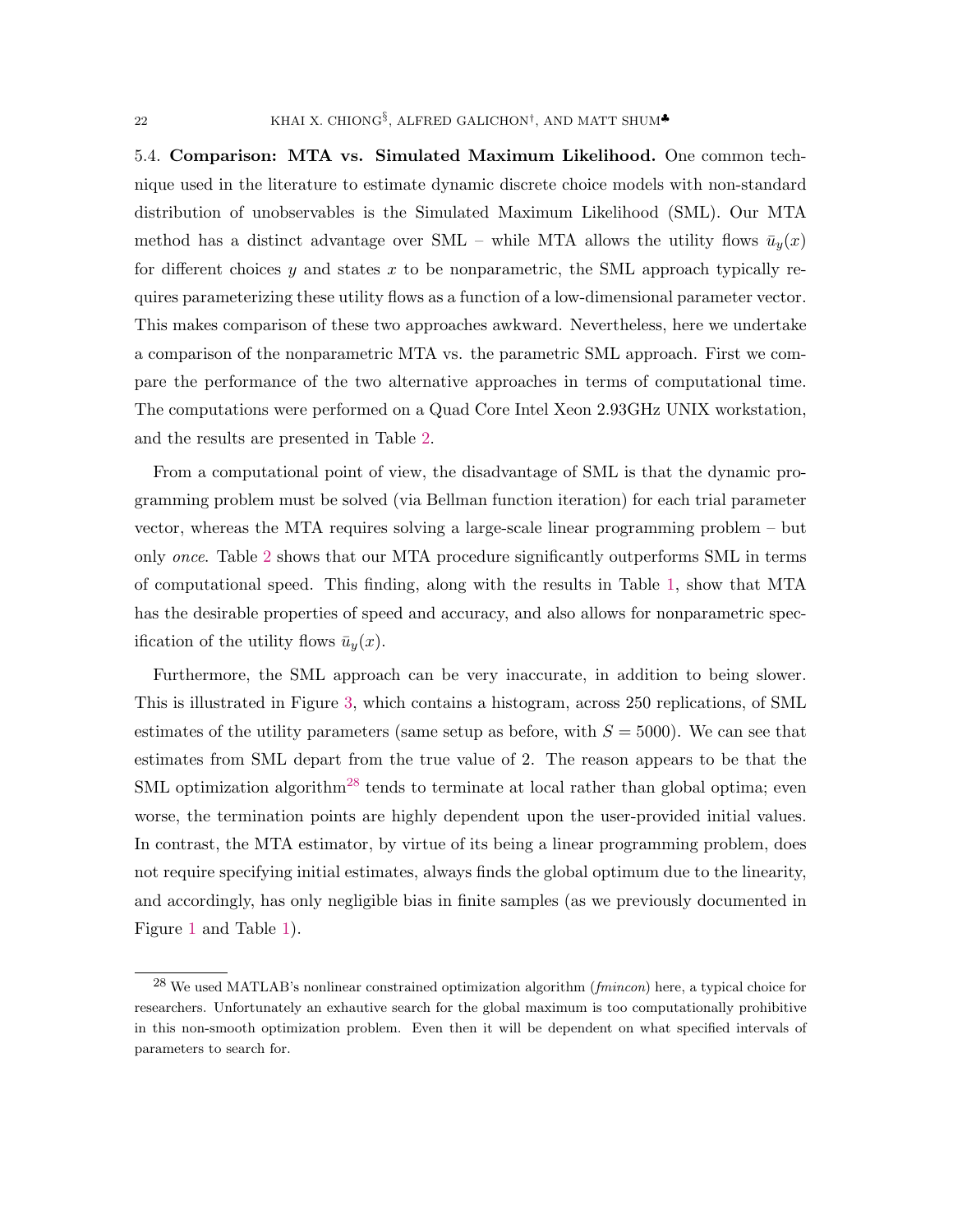5.4. **Comparison: MTA vs. Simulated Maximum Likelihood.** One common technique used in the literature to estimate dynamic discrete choice models with non-standard distribution of unobservables is the Simulated Maximum Likelihood (SML). Our MTA method has a distinct advantage over SML – while MTA allows the utility flows $\bar{u}_y(x)$ for different choices $y$ and states $x$ to be nonparametric, the SML approach typically requires parameterizing these utility flows as a function of a low-dimensional parameter vector. This makes comparison of these two approaches awkward. Nevertheless, here we undertake a comparison of the nonparametric MTA vs. the parametric SML approach. First we compare the performance of the two alternative approaches in terms of computational time. The computations were performed on a Quad Core Intel Xeon 2.93GHz UNIX workstation, and the results are presented in Table 2.

From a computational point of view, the disadvantage of SML is that the dynamic programming problem must be solved (via Bellman function iteration) for each trial parameter vector, whereas the MTA requires solving a large-scale linear programming problem – but only *once*. Table 2 shows that our MTA procedure significantly outperforms SML in terms of computational speed. This finding, along with the results in Table 1, show that MTA has the desirable properties of speed and accuracy, and also allows for nonparametric specification of the utility flows $\bar{u}_y(x)$.

Furthermore, the SML approach can be very inaccurate, in addition to being slower. This is illustrated in Figure 3, which contains a histogram, across 250 replications, of SML estimates of the utility parameters (same setup as before, with $S = 5000$). We can see that estimates from SML depart from the true value of 2. The reason appears to be that the SML optimization algorithm[28] tends to terminate at local rather than global optima; even worse, the termination points are highly dependent upon the user-provided initial values. In contrast, the MTA estimator, by virtue of its being a linear programming problem, does not require specifying initial estimates, always finds the global optimum due to the linearity, and accordingly, has only negligible bias in finite samples (as we previously documented in Figure 1 and Table 1).

[28] We used MATLAB's nonlinear constrained optimization algorithm (*fmincon*) here, a typical choice for researchers. Unfortunately an exhative search for the global maximum is too computationally prohibitive in this non-smooth optimization problem. Even then it will be dependent on what specified intervals of parameters to search for.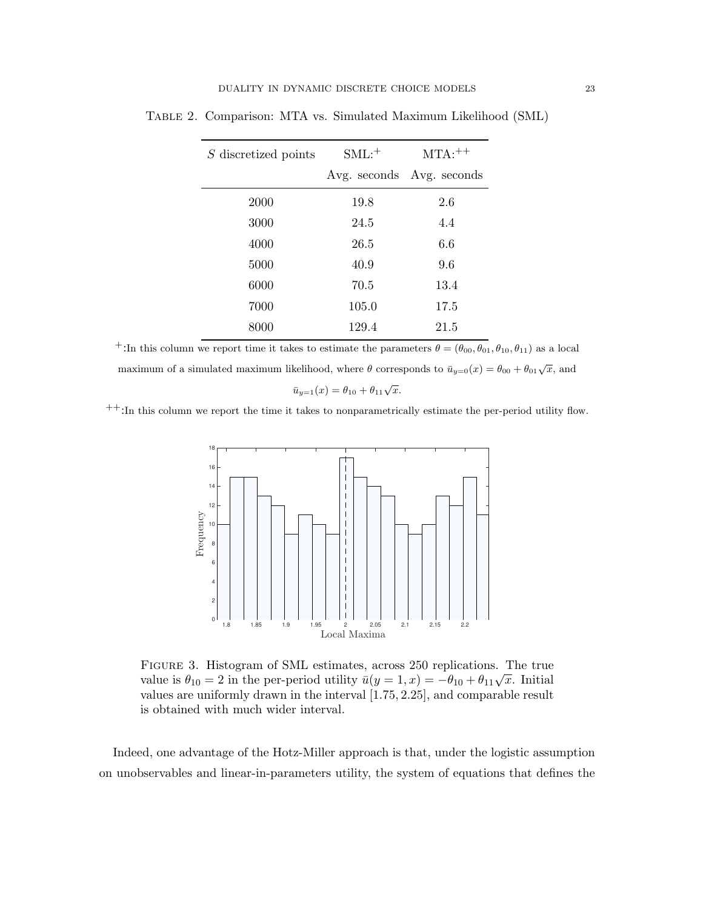Table 2. Comparison: MTA vs. Simulated Maximum Likelihood (SML)

| $S$ discretized points | SML:[+] Avg. seconds | MTA:[++] Avg. seconds |
|---|---|---|
| 2000 | 19.8 | 2.6 |
| 3000 | 24.5 | 4.4 |
| 4000 | 26.5 | 6.6 |
| 5000 | 40.9 | 9.6 |
| 6000 | 70.5 | 13.4 |
| 7000 | 105.0 | 17.5 |
| 8000 | 129.4 | 21.5 |

[+]:In this column we report time it takes to estimate the parameters $\theta = (\theta_{00}, \theta_{01}, \theta_{10}, \theta_{11})$ as a local maximum of a simulated maximum likelihood, where $\theta$ corresponds to $\bar{u}_{y=0}(x) = \theta_{00} + \theta_{01}\sqrt{x}$, and $\bar{u}_{y=1}(x) = \theta_{10} + \theta_{11}\sqrt{x}$.

[++]:In this column we report the time it takes to nonparametrically estimate the per-period utility flow.

Figure 3. Histogram of SML estimates, across 250 replications. The true value is $\theta_{10} = 2$ in the per-period utility $\bar{u}(y = 1, x) = -\theta_{10} + \theta_{11}\sqrt{x}$. Initial values are uniformly drawn in the interval $[1.75, 2.25]$, and comparable result is obtained with much wider interval.

Indeed, one advantage of the Hotz-Miller approach is that, under the logistic assumption on unobservables and linear-in-parameters utility, the system of equations that defines the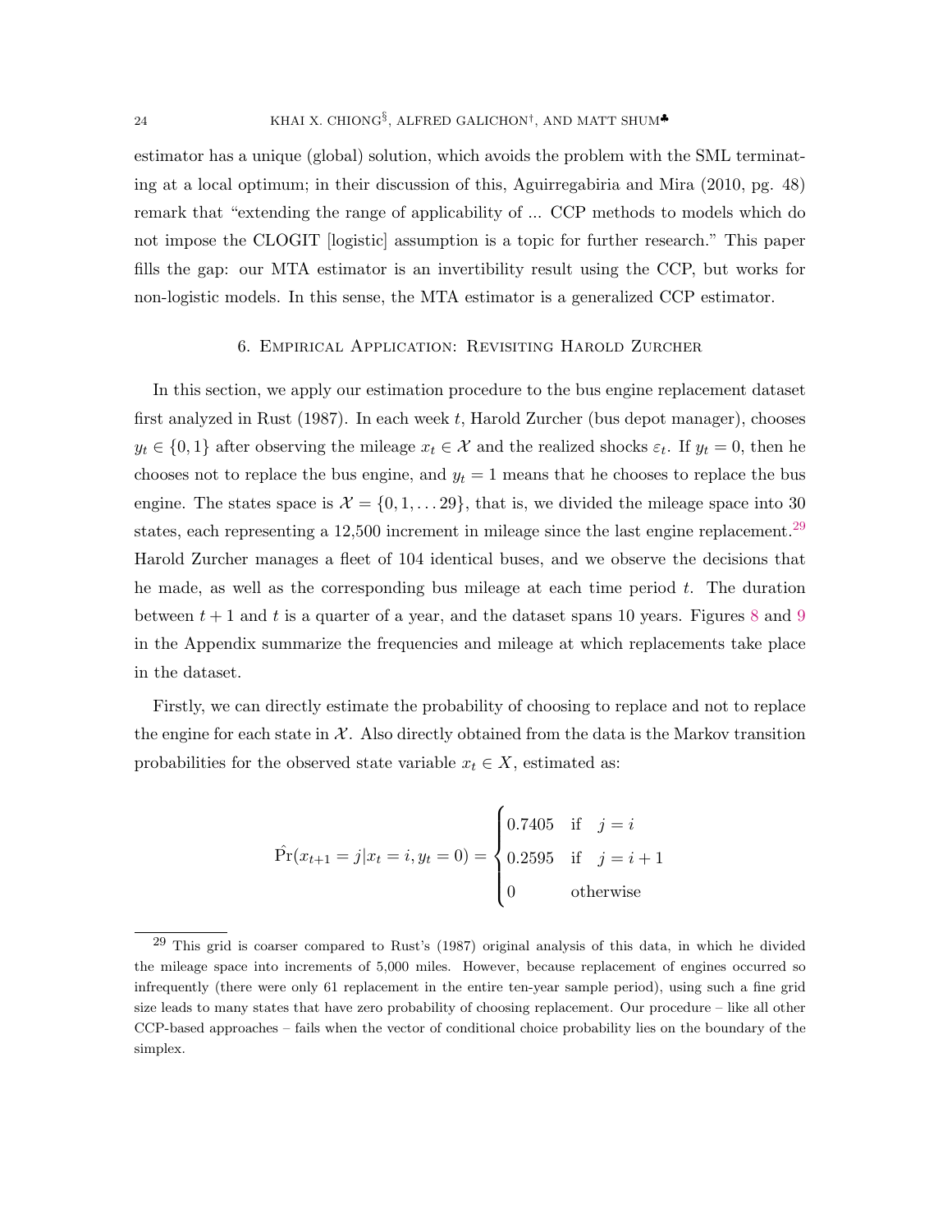estimator has a unique (global) solution, which avoids the problem with the SML terminating at a local optimum; in their discussion of this, Aguirregabiria and Mira (2010, pg. 48) remark that "extending the range of applicability of ... CCP methods to models which do not impose the CLOGIT [logistic] assumption is a topic for further research." This paper fills the gap: our MTA estimator is an invertibility result using the CCP, but works for non-logistic models. In this sense, the MTA estimator is a generalized CCP estimator.

## 6. Empirical Application: Revisiting Harold Zurcher

In this section, we apply our estimation procedure to the bus engine replacement dataset first analyzed in Rust (1987). In each week $t$, Harold Zurcher (bus depot manager), chooses $y_t \in \{0, 1\}$ after observing the mileage $x_t \in \mathcal{X}$ and the realized shocks $\varepsilon_t$. If $y_t = 0$, then he chooses not to replace the bus engine, and $y_t = 1$ means that he chooses to replace the bus engine. The states space is $\mathcal{X} = \{0, 1, \ldots 29\}$, that is, we divided the mileage space into 30 states, each representing a 12,500 increment in mileage since the last engine replacement.[29] Harold Zurcher manages a fleet of 104 identical buses, and we observe the decisions that he made, as well as the corresponding bus mileage at each time period $t$. The duration between $t+1$ and $t$ is a quarter of a year, and the dataset spans 10 years. Figures 8 and 9 in the Appendix summarize the frequencies and mileage at which replacements take place in the dataset.

Firstly, we can directly estimate the probability of choosing to replace and not to replace the engine for each state in $\mathcal{X}$. Also directly obtained from the data is the Markov transition probabilities for the observed state variable $x_t \in X$, estimated as:

$$\hat{\Pr}(x_{t+1} = j | x_t = i, y_t = 0) = \begin{cases} 0.7405 & \text{if} \quad j = i \\ 0.2595 & \text{if} \quad j = i + 1 \\ 0 & \text{otherwise} \end{cases}$$

[29] This grid is coarser compared to Rust's (1987) original analysis of this data, in which he divided the mileage space into increments of 5,000 miles. However, because replacement of engines occurred so infrequently (there were only 61 replacement in the entire ten-year sample period), using such a fine grid size leads to many states that have zero probability of choosing replacement. Our procedure – like all other CCP-based approaches – fails when the vector of conditional choice probability lies on the boundary of the simplex.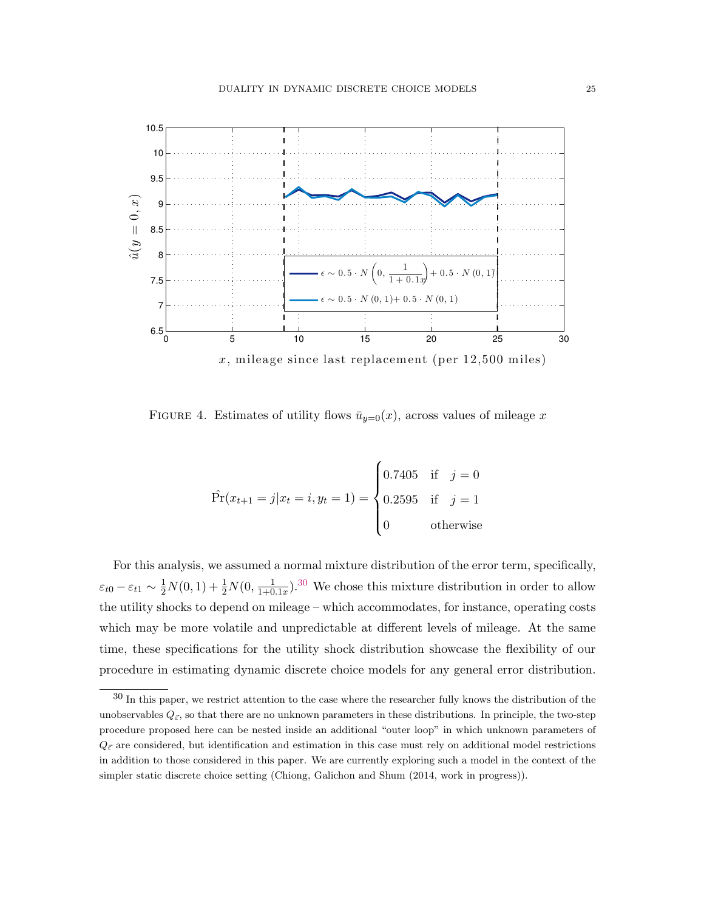FIGURE 4. Estimates of utility flows $\bar{u}_{y=0}(x)$, across values of mileage $x$

$$\hat{\Pr}(x_{t+1} = j | x_t = i, y_t = 1) = \begin{cases} 0.7405 & \text{if} \quad j = 0 \\ 0.2595 & \text{if} \quad j = 1 \\ 0 & \text{otherwise} \end{cases}$$

For this analysis, we assumed a normal mixture distribution of the error term, specifically, $\varepsilon_{t0} - \varepsilon_{t1} \sim \frac{1}{2}N(0,1) + \frac{1}{2}N(0, \frac{1}{1+0.1x})$.[30] We chose this mixture distribution in order to allow the utility shocks to depend on mileage – which accommodates, for instance, operating costs which may be more volatile and unpredictable at different levels of mileage. At the same time, these specifications for the utility shock distribution showcase the flexibility of our procedure in estimating dynamic discrete choice models for any general error distribution.

[30] In this paper, we restrict attention to the case where the researcher fully knows the distribution of the unobservables $Q_{\tilde{\varepsilon}}$, so that there are no unknown parameters in these distributions. In principle, the two-step procedure proposed here can be nested inside an additional "outer loop" in which unknown parameters of $Q_{\tilde{\varepsilon}}$ are considered, but identification and estimation in this case must rely on additional model restrictions in addition to those considered in this paper. We are currently exploring such a model in the context of the simpler static discrete choice setting (Chiong, Galichon and Shum (2014, work in progress)).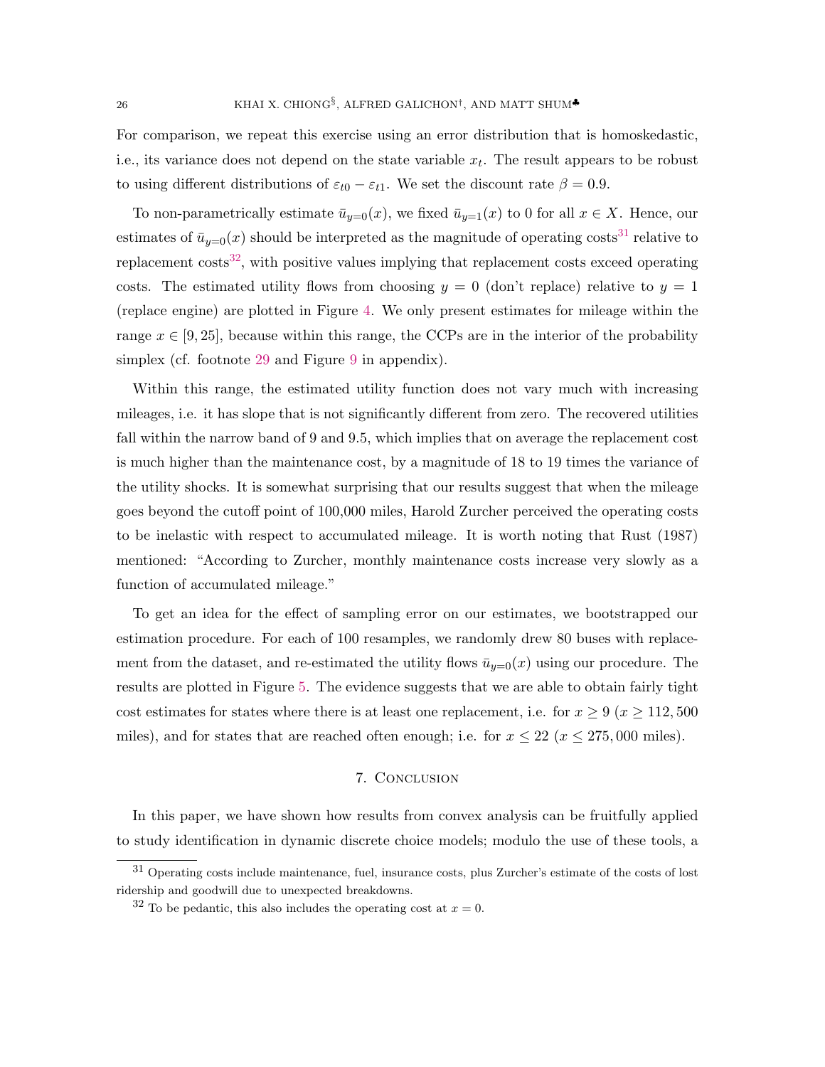For comparison, we repeat this exercise using an error distribution that is homoskedastic, i.e., its variance does not depend on the state variable $x_t$. The result appears to be robust to using different distributions of $\varepsilon_{t0} - \varepsilon_{t1}$. We set the discount rate $\beta = 0.9$.

To non-parametrically estimate $\bar{u}_{y=0}(x)$, we fixed $\bar{u}_{y=1}(x)$ to 0 for all $x \in X$. Hence, our estimates of $\bar{u}_{y=0}(x)$ should be interpreted as the magnitude of operating costs[31] relative to replacement costs[32], with positive values implying that replacement costs exceed operating costs. The estimated utility flows from choosing $y = 0$ (don't replace) relative to $y = 1$ (replace engine) are plotted in Figure 4. We only present estimates for mileage within the range $x \in [9, 25]$, because within this range, the CCPs are in the interior of the probability simplex (cf. footnote 29 and Figure 9 in appendix).

Within this range, the estimated utility function does not vary much with increasing mileages, i.e. it has slope that is not significantly different from zero. The recovered utilities fall within the narrow band of 9 and 9.5, which implies that on average the replacement cost is much higher than the maintenance cost, by a magnitude of 18 to 19 times the variance of the utility shocks. It is somewhat surprising that our results suggest that when the mileage goes beyond the cutoff point of 100,000 miles, Harold Zurcher perceived the operating costs to be inelastic with respect to accumulated mileage. It is worth noting that Rust (1987) mentioned: "According to Zurcher, monthly maintenance costs increase very slowly as a function of accumulated mileage."

To get an idea for the effect of sampling error on our estimates, we bootstrapped our estimation procedure. For each of 100 resamples, we randomly drew 80 buses with replacement from the dataset, and re-estimated the utility flows $\bar{u}_{y=0}(x)$ using our procedure. The results are plotted in Figure 5. The evidence suggests that we are able to obtain fairly tight cost estimates for states where there is at least one replacement, i.e. for $x \geq 9$ ($x \geq 112,500$ miles), and for states that are reached often enough; i.e. for $x \leq 22$ ($x \leq 275,000$ miles).

## 7. Conclusion

In this paper, we have shown how results from convex analysis can be fruitfully applied to study identification in dynamic discrete choice models; modulo the use of these tools, a

[31] Operating costs include maintenance, fuel, insurance costs, plus Zurcher's estimate of the costs of lost ridership and goodwill due to unexpected breakdowns.

[32] To be pedantic, this also includes the operating cost at $x = 0$.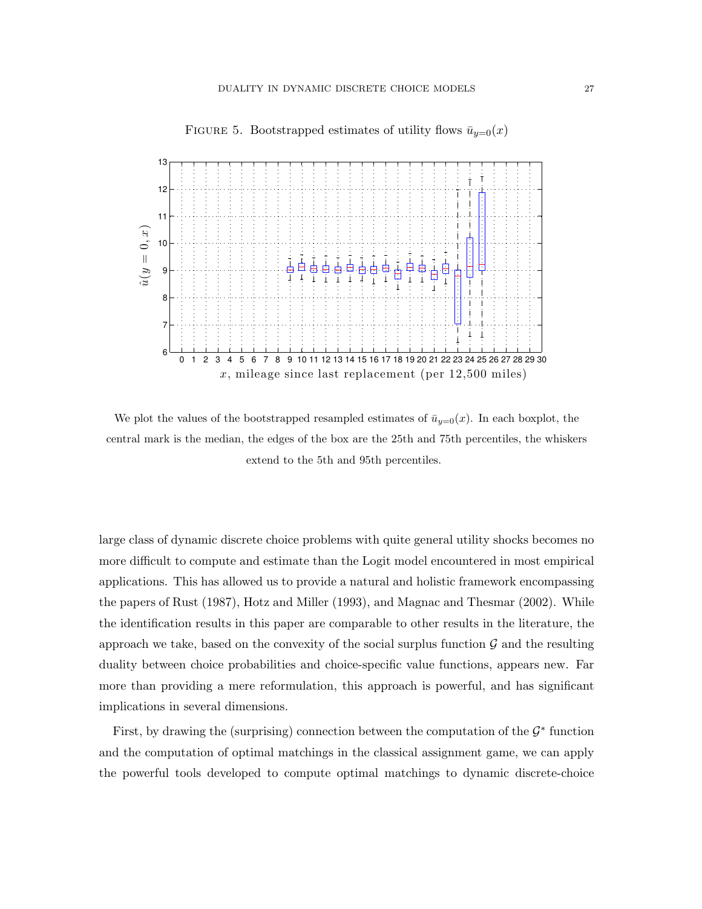FIGURE 5. Bootstrapped estimates of utility flows $\bar{u}_{y=0}(x)$

We plot the values of the bootstrapped resampled estimates of $\bar{u}_{y=0}(x)$. In each boxplot, the central mark is the median, the edges of the box are the 25th and 75th percentiles, the whiskers extend to the 5th and 95th percentiles.

large class of dynamic discrete choice problems with quite general utility shocks becomes no more difficult to compute and estimate than the Logit model encountered in most empirical applications. This has allowed us to provide a natural and holistic framework encompassing the papers of Rust (1987), Hotz and Miller (1993), and Magnac and Thesmar (2002). While the identification results in this paper are comparable to other results in the literature, the approach we take, based on the convexity of the social surplus function $\mathcal{G}$ and the resulting duality between choice probabilities and choice-specific value functions, appears new. Far more than providing a mere reformulation, this approach is powerful, and has significant implications in several dimensions.

First, by drawing the (surprising) connection between the computation of the $\mathcal{G}^*$ function and the computation of optimal matchings in the classical assignment game, we can apply the powerful tools developed to compute optimal matchings to dynamic discrete-choice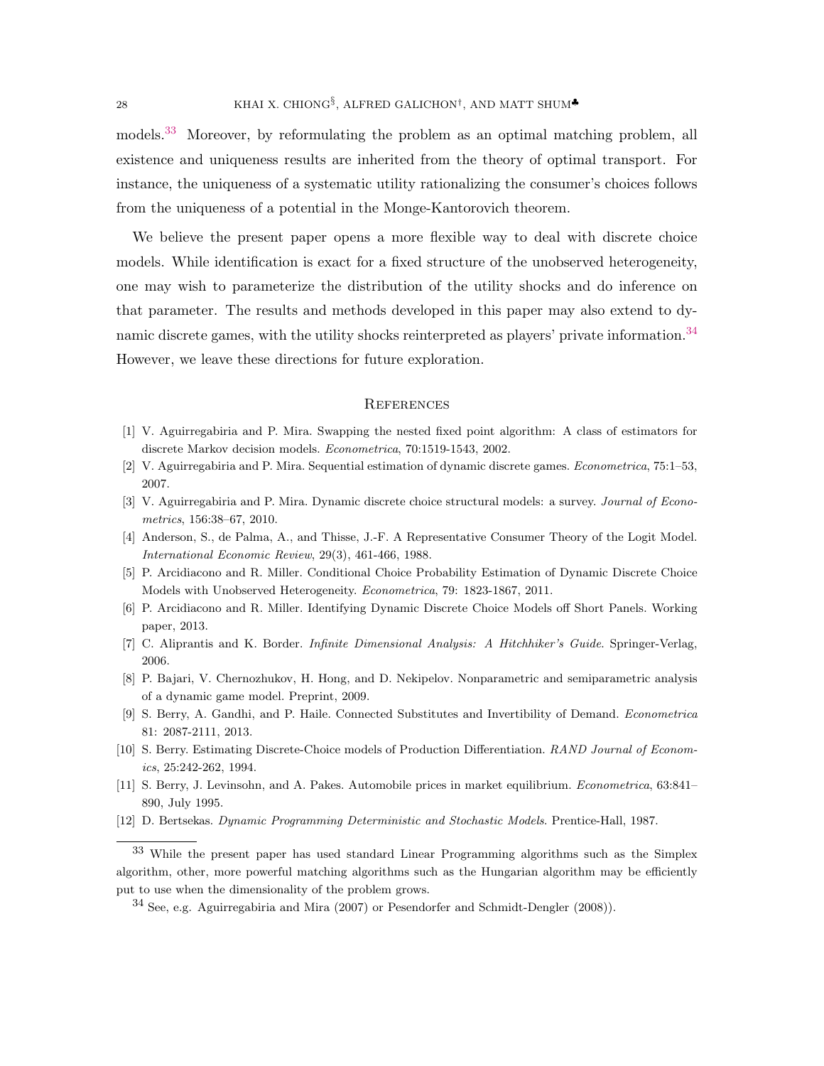models.[33] Moreover, by reformulating the problem as an optimal matching problem, all existence and uniqueness results are inherited from the theory of optimal transport. For instance, the uniqueness of a systematic utility rationalizing the consumer's choices follows from the uniqueness of a potential in the Monge-Kantorovich theorem.

We believe the present paper opens a more flexible way to deal with discrete choice models. While identification is exact for a fixed structure of the unobserved heterogeneity, one may wish to parameterize the distribution of the utility shocks and do inference on that parameter. The results and methods developed in this paper may also extend to dynamic discrete games, with the utility shocks reinterpreted as players' private information.[34] However, we leave these directions for future exploration.

## References

[1] V. Aguirregabiria and P. Mira. Swapping the nested fixed point algorithm: A class of estimators for discrete Markov decision models. *Econometrica*, 70:1519-1543, 2002.

[2] V. Aguirregabiria and P. Mira. Sequential estimation of dynamic discrete games. *Econometrica*, 75:1–53, 2007.

[3] V. Aguirregabiria and P. Mira. Dynamic discrete choice structural models: a survey. *Journal of Econometrics*, 156:38–67, 2010.

[4] Anderson, S., de Palma, A., and Thisse, J.-F. A Representative Consumer Theory of the Logit Model. *International Economic Review*, 29(3), 461-466, 1988.

[5] P. Arcidiacono and R. Miller. Conditional Choice Probability Estimation of Dynamic Discrete Choice Models with Unobserved Heterogeneity. *Econometrica*, 79: 1823-1867, 2011.

[6] P. Arcidiacono and R. Miller. Identifying Dynamic Discrete Choice Models off Short Panels. Working paper, 2013.

[7] C. Aliprantis and K. Border. *Infinite Dimensional Analysis: A Hitchhiker's Guide*. Springer-Verlag, 2006.

[8] P. Bajari, V. Chernozhukov, H. Hong, and D. Nekipelov. Nonparametric and semiparametric analysis of a dynamic game model. Preprint, 2009.

[9] S. Berry, A. Gandhi, and P. Haile. Connected Substitutes and Invertibility of Demand. *Econometrica* 81: 2087-2111, 2013.

[10] S. Berry. Estimating Discrete-Choice models of Production Differentiation. *RAND Journal of Economics*, 25:242-262, 1994.

[11] S. Berry, J. Levinsohn, and A. Pakes. Automobile prices in market equilibrium. *Econometrica*, 63:841–890, July 1995.

[12] D. Bertsekas. *Dynamic Programming Deterministic and Stochastic Models*. Prentice-Hall, 1987.

---

[33] While the present paper has used standard Linear Programming algorithms such as the Simplex algorithm, other, more powerful matching algorithms such as the Hungarian algorithm may be efficiently put to use when the dimensionality of the problem grows.

[34] See, e.g. Aguirregabiria and Mira (2007) or Pesendorfer and Schmidt-Dengler (2008)).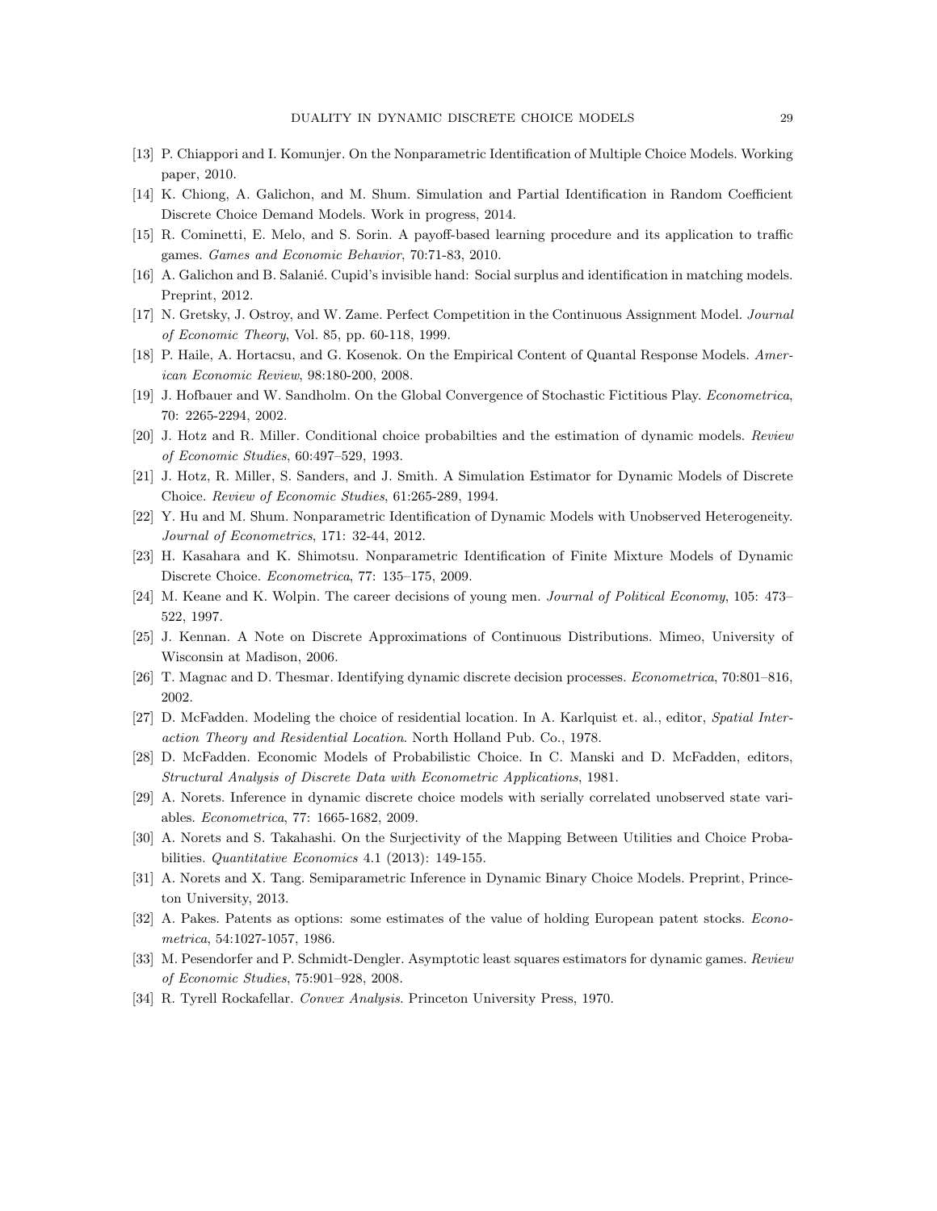[13] P. Chiappori and I. Komunjer. On the Nonparametric Identification of Multiple Choice Models. Working paper, 2010.

[14] K. Chiong, A. Galichon, and M. Shum. Simulation and Partial Identification in Random Coefficient Discrete Choice Demand Models. Work in progress, 2014.

[15] R. Cominetti, E. Melo, and S. Sorin. A payoff-based learning procedure and its application to traffic games. *Games and Economic Behavior*, 70:71-83, 2010.

[16] A. Galichon and B. Salanié. Cupid's invisible hand: Social surplus and identification in matching models. Preprint, 2012.

[17] N. Gretsky, J. Ostroy, and W. Zame. Perfect Competition in the Continuous Assignment Model. *Journal of Economic Theory*, Vol. 85, pp. 60-118, 1999.

[18] P. Haile, A. Hortacsu, and G. Kosenok. On the Empirical Content of Quantal Response Models. *American Economic Review*, 98:180-200, 2008.

[19] J. Hofbauer and W. Sandholm. On the Global Convergence of Stochastic Fictitious Play. *Econometrica*, 70: 2265-2294, 2002.

[20] J. Hotz and R. Miller. Conditional choice probabilties and the estimation of dynamic models. *Review of Economic Studies*, 60:497–529, 1993.

[21] J. Hotz, R. Miller, S. Sanders, and J. Smith. A Simulation Estimator for Dynamic Models of Discrete Choice. *Review of Economic Studies*, 61:265-289, 1994.

[22] Y. Hu and M. Shum. Nonparametric Identification of Dynamic Models with Unobserved Heterogeneity. *Journal of Econometrics*, 171: 32-44, 2012.

[23] H. Kasahara and K. Shimotsu. Nonparametric Identification of Finite Mixture Models of Dynamic Discrete Choice. *Econometrica*, 77: 135–175, 2009.

[24] M. Keane and K. Wolpin. The career decisions of young men. *Journal of Political Economy*, 105: 473–522, 1997.

[25] J. Kennan. A Note on Discrete Approximations of Continuous Distributions. Mimeo, University of Wisconsin at Madison, 2006.

[26] T. Magnac and D. Thesmar. Identifying dynamic discrete decision processes. *Econometrica*, 70:801–816, 2002.

[27] D. McFadden. Modeling the choice of residential location. In A. Karlquist et. al., editor, *Spatial Interaction Theory and Residential Location*. North Holland Pub. Co., 1978.

[28] D. McFadden. Economic Models of Probabilistic Choice. In C. Manski and D. McFadden, editors, *Structural Analysis of Discrete Data with Econometric Applications*, 1981.

[29] A. Norets. Inference in dynamic discrete choice models with serially correlated unobserved state variables. *Econometrica*, 77: 1665-1682, 2009.

[30] A. Norets and S. Takahashi. On the Surjectivity of the Mapping Between Utilities and Choice Probabilities. *Quantitative Economics* 4.1 (2013): 149-155.

[31] A. Norets and X. Tang. Semiparametric Inference in Dynamic Binary Choice Models. Preprint, Princeton University, 2013.

[32] A. Pakes. Patents as options: some estimates of the value of holding European patent stocks. *Econometrica*, 54:1027-1057, 1986.

[33] M. Pesendorfer and P. Schmidt-Dengler. Asymptotic least squares estimators for dynamic games. *Review of Economic Studies*, 75:901–928, 2008.

[34] R. Tyrell Rockafellar. *Convex Analysis*. Princeton University Press, 1970.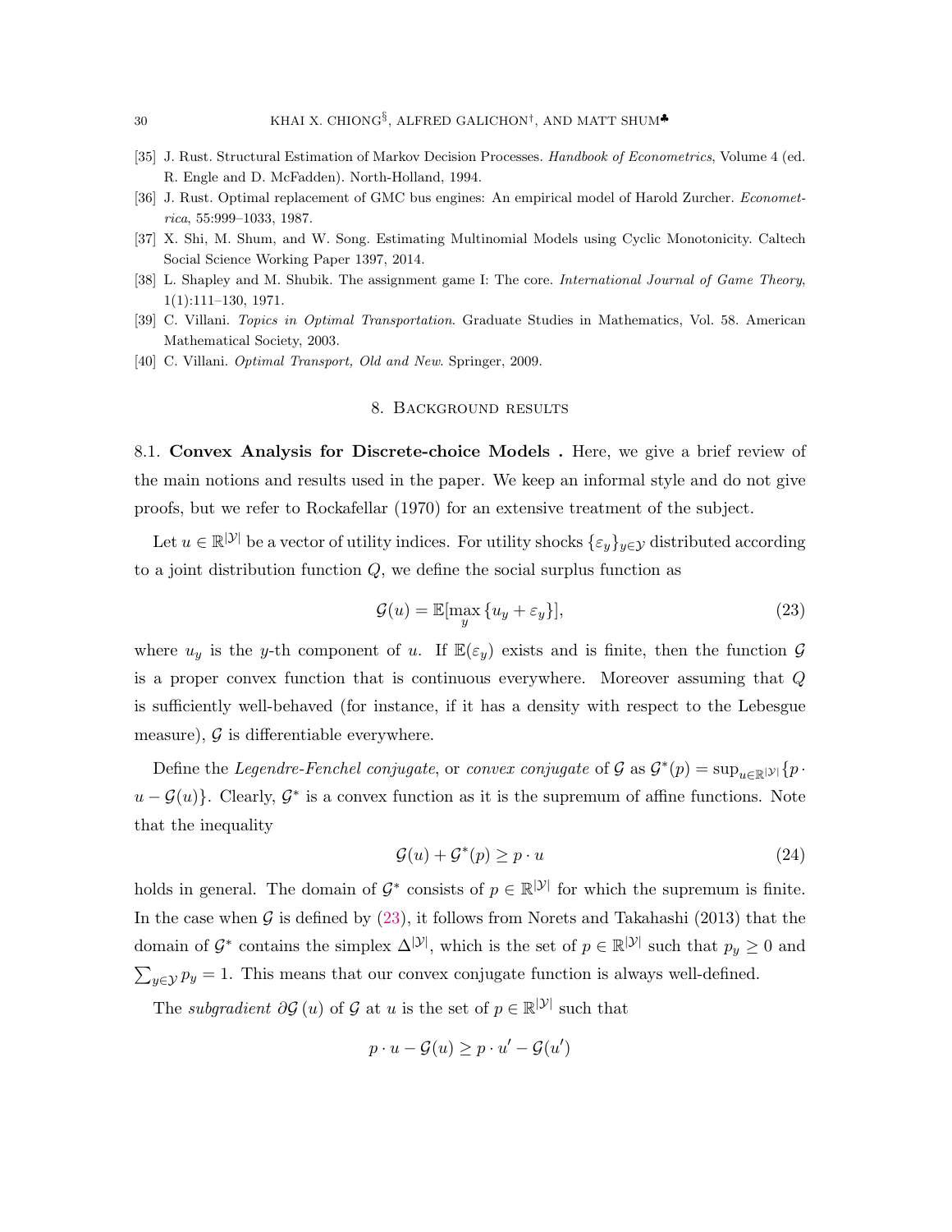[35] J. Rust. Structural Estimation of Markov Decision Processes. *Handbook of Econometrics*, Volume 4 (ed. R. Engle and D. McFadden). North-Holland, 1994.

[36] J. Rust. Optimal replacement of GMC bus engines: An empirical model of Harold Zurcher. *Econometrica*, 55:999–1033, 1987.

[37] X. Shi, M. Shum, and W. Song. Estimating Multinomial Models using Cyclic Monotonicity. Caltech Social Science Working Paper 1397, 2014.

[38] L. Shapley and M. Shubik. The assignment game I: The core. *International Journal of Game Theory*, 1(1):111–130, 1971.

[39] C. Villani. *Topics in Optimal Transportation*. Graduate Studies in Mathematics, Vol. 58. American Mathematical Society, 2003.

[40] C. Villani. *Optimal Transport, Old and New*. Springer, 2009.

## 8. Background results

### 8.1. Convex Analysis for Discrete-choice Models .

Here, we give a brief review of the main notions and results used in the paper. We keep an informal style and do not give proofs, but we refer to Rockafellar (1970) for an extensive treatment of the subject.

Let $u \in \mathbb{R}^{|\mathcal{Y}|}$ be a vector of utility indices. For utility shocks $\{\varepsilon_y\}_{y\in\mathcal{Y}}$ distributed according to a joint distribution function $Q$, we define the social surplus function as

$$\mathcal{G}(u) = \mathbb{E}[\max_y \{u_y + \varepsilon_y\}], \tag{23}$$

where $u_y$ is the $y$-th component of $u$. If $\mathbb{E}(\varepsilon_y)$ exists and is finite, then the function $\mathcal{G}$ is a proper convex function that is continuous everywhere. Moreover assuming that $Q$ is sufficiently well-behaved (for instance, if it has a density with respect to the Lebesgue measure), $\mathcal{G}$ is differentiable everywhere.

Define the *Legendre-Fenchel conjugate*, or *convex conjugate* of $\mathcal{G}$ as $\mathcal{G}^*(p) = \sup_{u\in\mathbb{R}^{|\mathcal{Y}|}}\{p \cdot u - \mathcal{G}(u)\}$. Clearly, $\mathcal{G}^*$ is a convex function as it is the supremum of affine functions. Note that the inequality

$$\mathcal{G}(u) + \mathcal{G}^*(p) \geq p \cdot u \tag{24}$$

holds in general. The domain of $\mathcal{G}^*$ consists of $p \in \mathbb{R}^{|\mathcal{Y}|}$ for which the supremum is finite. In the case when $\mathcal{G}$ is defined by (23), it follows from Norets and Takahashi (2013) that the domain of $\mathcal{G}^*$ contains the simplex $\Delta^{|\mathcal{Y}|}$, which is the set of $p \in \mathbb{R}^{|\mathcal{Y}|}$ such that $p_y \geq 0$ and $\sum_{y\in\mathcal{Y}} p_y = 1$. This means that our convex conjugate function is always well-defined.

The *subgradient* $\partial\mathcal{G}(u)$ of $\mathcal{G}$ at $u$ is the set of $p \in \mathbb{R}^{|\mathcal{Y}|}$ such that

$$p \cdot u - \mathcal{G}(u) \geq p \cdot u' - \mathcal{G}(u')$$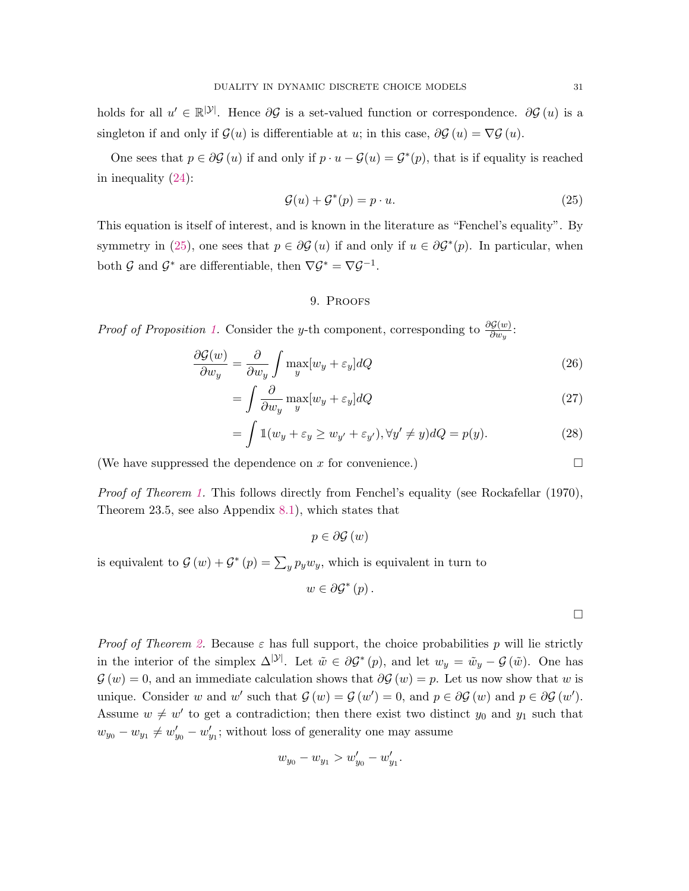holds for all $u' \in \mathbb{R}^{|\mathcal{Y}|}$. Hence $\partial \mathcal{G}$ is a set-valued function or correspondence. $\partial \mathcal{G}(u)$ is a singleton if and only if $\mathcal{G}(u)$ is differentiable at $u$; in this case, $\partial \mathcal{G}(u) = \nabla \mathcal{G}(u)$.

One sees that $p \in \partial \mathcal{G}(u)$ if and only if $p \cdot u - \mathcal{G}(u) = \mathcal{G}^*(p)$, that is if equality is reached in inequality (24):

$$\mathcal{G}(u) + \mathcal{G}^*(p) = p \cdot u. \tag{25}$$

This equation is itself of interest, and is known in the literature as "Fenchel's equality". By symmetry in (25), one sees that $p \in \partial \mathcal{G}(u)$ if and only if $u \in \partial \mathcal{G}^*(p)$. In particular, when both $\mathcal{G}$ and $\mathcal{G}^*$ are differentiable, then $\nabla \mathcal{G}^* = \nabla \mathcal{G}^{-1}$.

## 9. Proofs

*Proof of Proposition 1.* Consider the $y$-th component, corresponding to $\frac{\partial \mathcal{G}(w)}{\partial w_y}$:

$$\frac{\partial \mathcal{G}(w)}{\partial w_y} = \frac{\partial}{\partial w_y} \int \max_y [w_y + \varepsilon_y] dQ \tag{26}$$

$$= \int \frac{\partial}{\partial w_y} \max_y [w_y + \varepsilon_y] dQ \tag{27}$$

$$= \int \mathbb{1}(w_y + \varepsilon_y \geq w_{y'} + \varepsilon_{y'}), \forall y' \neq y) dQ = p(y). \tag{28}$$

(We have suppressed the dependence on $x$ for convenience.) $\square$

*Proof of Theorem 1.* This follows directly from Fenchel's equality (see Rockafellar (1970), Theorem 23.5, see also Appendix 8.1), which states that

$$p \in \partial \mathcal{G}(w)$$

is equivalent to $\mathcal{G}(w) + \mathcal{G}^*(p) = \sum_y p_y w_y$, which is equivalent in turn to

$$w \in \partial \mathcal{G}^*(p).$$

$\square$

*Proof of Theorem 2.* Because $\varepsilon$ has full support, the choice probabilities $p$ will lie strictly in the interior of the simplex $\Delta^{|\mathcal{Y}|}$. Let $\tilde{w} \in \partial \mathcal{G}^*(p)$, and let $w_y = \tilde{w}_y - \mathcal{G}(\tilde{w})$. One has $\mathcal{G}(w) = 0$, and an immediate calculation shows that $\partial \mathcal{G}(w) = p$. Let us now show that $w$ is unique. Consider $w$ and $w'$ such that $\mathcal{G}(w) = \mathcal{G}(w') = 0$, and $p \in \partial \mathcal{G}(w)$ and $p \in \partial \mathcal{G}(w')$. Assume $w \neq w'$ to get a contradiction; then there exist two distinct $y_0$ and $y_1$ such that $w_{y_0} - w_{y_1} \neq w'_{y_0} - w'_{y_1}$; without loss of generality one may assume

$$w_{y_0} - w_{y_1} > w'_{y_0} - w'_{y_1}.$$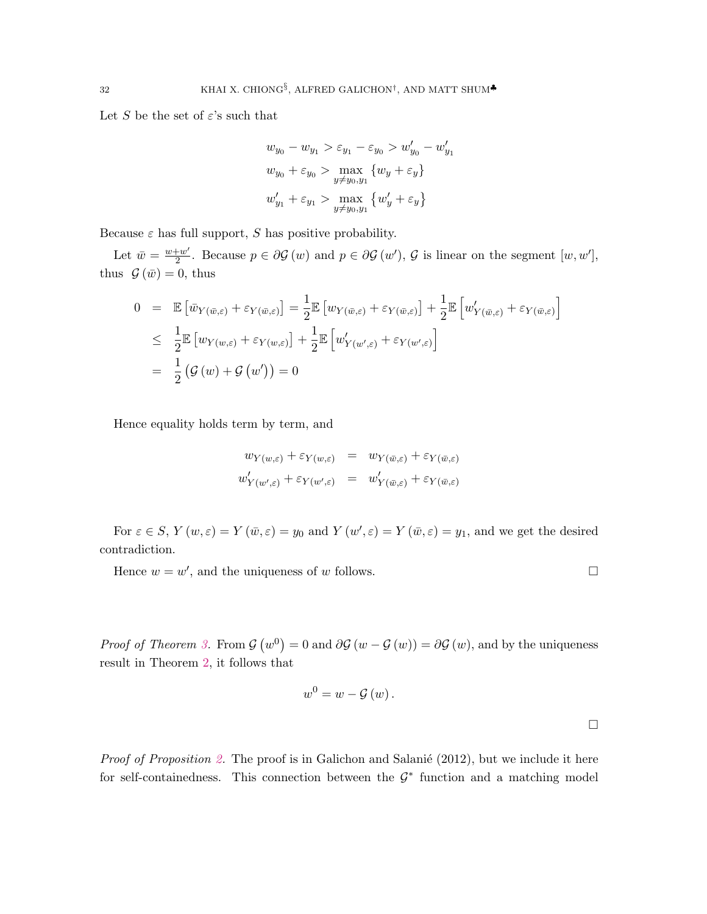Let $S$ be the set of $\varepsilon$'s such that

$$
\begin{aligned}
w_{y_0} - w_{y_1} > \varepsilon_{y_1} - \varepsilon_{y_0} > w'_{y_0} - w'_{y_1} \\
w_{y_0} + \varepsilon_{y_0} > \max_{y \neq y_0, y_1} \{w_y + \varepsilon_y\} \\
w'_{y_1} + \varepsilon_{y_1} > \max_{y \neq y_0, y_1} \{w'_y + \varepsilon_y\}
\end{aligned}
$$

Because $\varepsilon$ has full support, $S$ has positive probability.

Let $\bar{w} = \frac{w+w'}{2}$. Because $p \in \partial \mathcal{G}(w)$ and $p \in \partial \mathcal{G}(w')$, $\mathcal{G}$ is linear on the segment $[w, w']$, thus $\mathcal{G}(\bar{w}) = 0$, thus

$$
\begin{aligned}
0 &= \mathbb{E}\left[\bar{w}_{Y(\bar{w},\varepsilon)} + \varepsilon_{Y(\bar{w},\varepsilon)}\right] = \frac{1}{2}\mathbb{E}\left[w_{Y(\bar{w},\varepsilon)} + \varepsilon_{Y(\bar{w},\varepsilon)}\right] + \frac{1}{2}\mathbb{E}\left[w'_{Y(\bar{w},\varepsilon)} + \varepsilon_{Y(\bar{w},\varepsilon)}\right] \\
&\leq \frac{1}{2}\mathbb{E}\left[w_{Y(w,\varepsilon)} + \varepsilon_{Y(w,\varepsilon)}\right] + \frac{1}{2}\mathbb{E}\left[w'_{Y(w',\varepsilon)} + \varepsilon_{Y(w',\varepsilon)}\right] \\
&= \frac{1}{2}\left(\mathcal{G}(w) + \mathcal{G}(w')\right) = 0
\end{aligned}
$$

Hence equality holds term by term, and

$$
\begin{aligned}
w_{Y(w,\varepsilon)} + \varepsilon_{Y(w,\varepsilon)} &= w_{Y(\bar{w},\varepsilon)} + \varepsilon_{Y(\bar{w},\varepsilon)} \\
w'_{Y(w',\varepsilon)} + \varepsilon_{Y(w',\varepsilon)} &= w'_{Y(\bar{w},\varepsilon)} + \varepsilon_{Y(\bar{w},\varepsilon)}
\end{aligned}
$$

For $\varepsilon \in S$, $Y(w,\varepsilon) = Y(\bar{w},\varepsilon) = y_0$ and $Y(w',\varepsilon) = Y(\bar{w},\varepsilon) = y_1$, and we get the desired contradiction.

Hence $w = w'$, and the uniqueness of $w$ follows. □

*Proof of Theorem 3.* From $\mathcal{G}(w^0) = 0$ and $\partial\mathcal{G}(w - \mathcal{G}(w)) = \partial\mathcal{G}(w)$, and by the uniqueness result in Theorem 2, it follows that

$$
w^0 = w - \mathcal{G}(w).
$$

□

*Proof of Proposition 2.* The proof is in Galichon and Salanié (2012), but we include it here for self-containedness. This connection between the $\mathcal{G}^*$ function and a matching model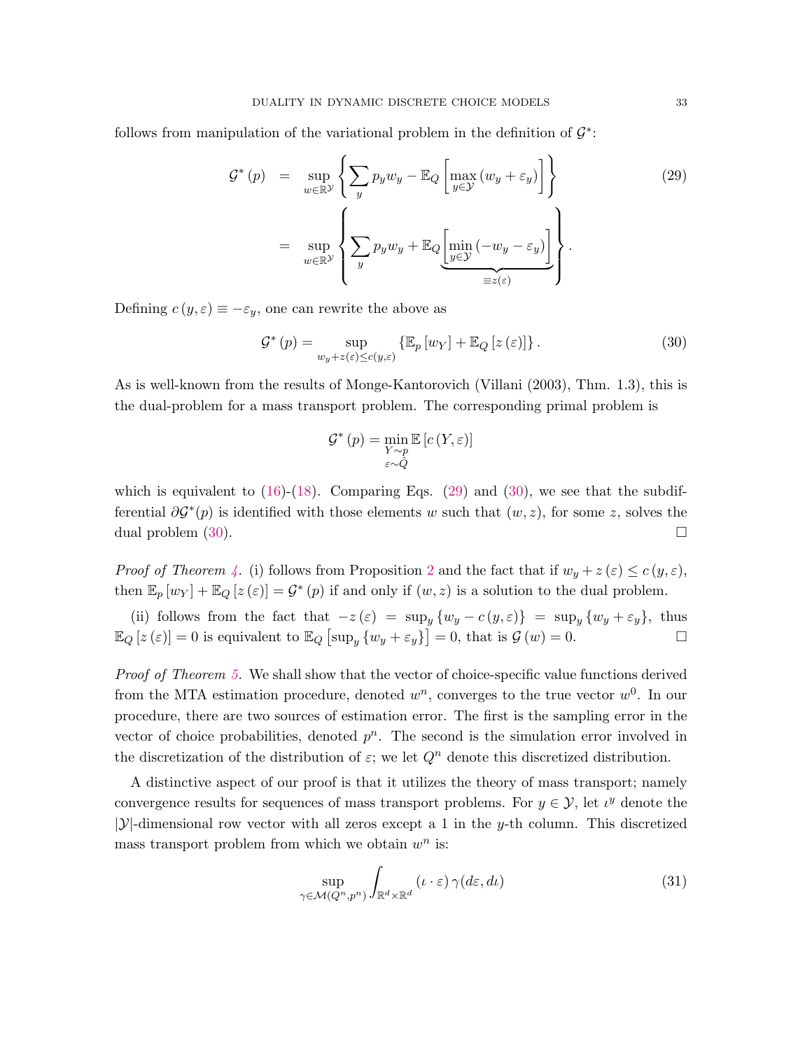follows from manipulation of the variational problem in the definition of $\mathcal{G}^*$:

$$
\begin{aligned}
\mathcal{G}^*(p) &= \sup_{w \in \mathbb{R}^{\mathcal{Y}}} \left\{ \sum_y p_y w_y - \mathbb{E}_Q \left[ \max_{y \in \mathcal{Y}} (w_y + \varepsilon_y) \right] \right\} \\
&= \sup_{w \in \mathbb{R}^{\mathcal{Y}}} \left\{ \sum_y p_y w_y + \underbrace{\mathbb{E}_Q \left[ \min_{y \in \mathcal{Y}} (-w_y - \varepsilon_y) \right]}_{\equiv z(\varepsilon)} \right\}.
\end{aligned}
\tag{29}
$$

Defining $c(y, \varepsilon) \equiv -\varepsilon_y$, one can rewrite the above as

$$
\mathcal{G}^*(p) = \sup_{w_y + z(\varepsilon) \leq c(y, \varepsilon)} \left\{ \mathbb{E}_p [w_Y] + \mathbb{E}_Q [z(\varepsilon)] \right\}. \tag{30}
$$

As is well-known from the results of Monge-Kantorovich (Villani (2003), Thm. 1.3), this is the dual-problem for a mass transport problem. The corresponding primal problem is

$$
\mathcal{G}^*(p) = \min_{\substack{Y \sim p \\ \varepsilon \sim Q}} \mathbb{E}[c(Y, \varepsilon)]
$$

which is equivalent to (16)-(18). Comparing Eqs. (29) and (30), we see that the subdifferential $\partial \mathcal{G}^*(p)$ is identified with those elements $w$ such that $(w, z)$, for some $z$, solves the dual problem (30). □

*Proof of Theorem 4.* (i) follows from Proposition 2 and the fact that if $w_y + z(\varepsilon) \leq c(y, \varepsilon)$, then $\mathbb{E}_p [w_Y] + \mathbb{E}_Q [z(\varepsilon)] = \mathcal{G}^*(p)$ if and only if $(w, z)$ is a solution to the dual problem.

(ii) follows from the fact that $-z(\varepsilon) = \sup_y \{w_y - c(y, \varepsilon)\} = \sup_y \{w_y + \varepsilon_y\}$, thus $\mathbb{E}_Q [z(\varepsilon)] = 0$ is equivalent to $\mathbb{E}_Q \left[\sup_y \{w_y + \varepsilon_y\}\right] = 0$, that is $\mathcal{G}(w) = 0$. □

*Proof of Theorem 5.* We shall show that the vector of choice-specific value functions derived from the MTA estimation procedure, denoted $w^n$, converges to the true vector $w^0$. In our procedure, there are two sources of estimation error. The first is the sampling error in the vector of choice probabilities, denoted $p^n$. The second is the simulation error involved in the discretization of the distribution of $\varepsilon$; we let $Q^n$ denote this discretized distribution.

A distinctive aspect of our proof is that it utilizes the theory of mass transport; namely convergence results for sequences of mass transport problems. For $y \in \mathcal{Y}$, let $\iota^y$ denote the $|\mathcal{Y}|$-dimensional row vector with all zeros except a 1 in the $y$-th column. This discretized mass transport problem from which we obtain $w^n$ is:

$$
\sup_{\gamma \in \mathcal{M}(Q^n, p^n)} \int_{\mathbb{R}^d \times \mathbb{R}^d} (\iota \cdot \varepsilon) \, \gamma(d\varepsilon, d\iota) \tag{31}
$$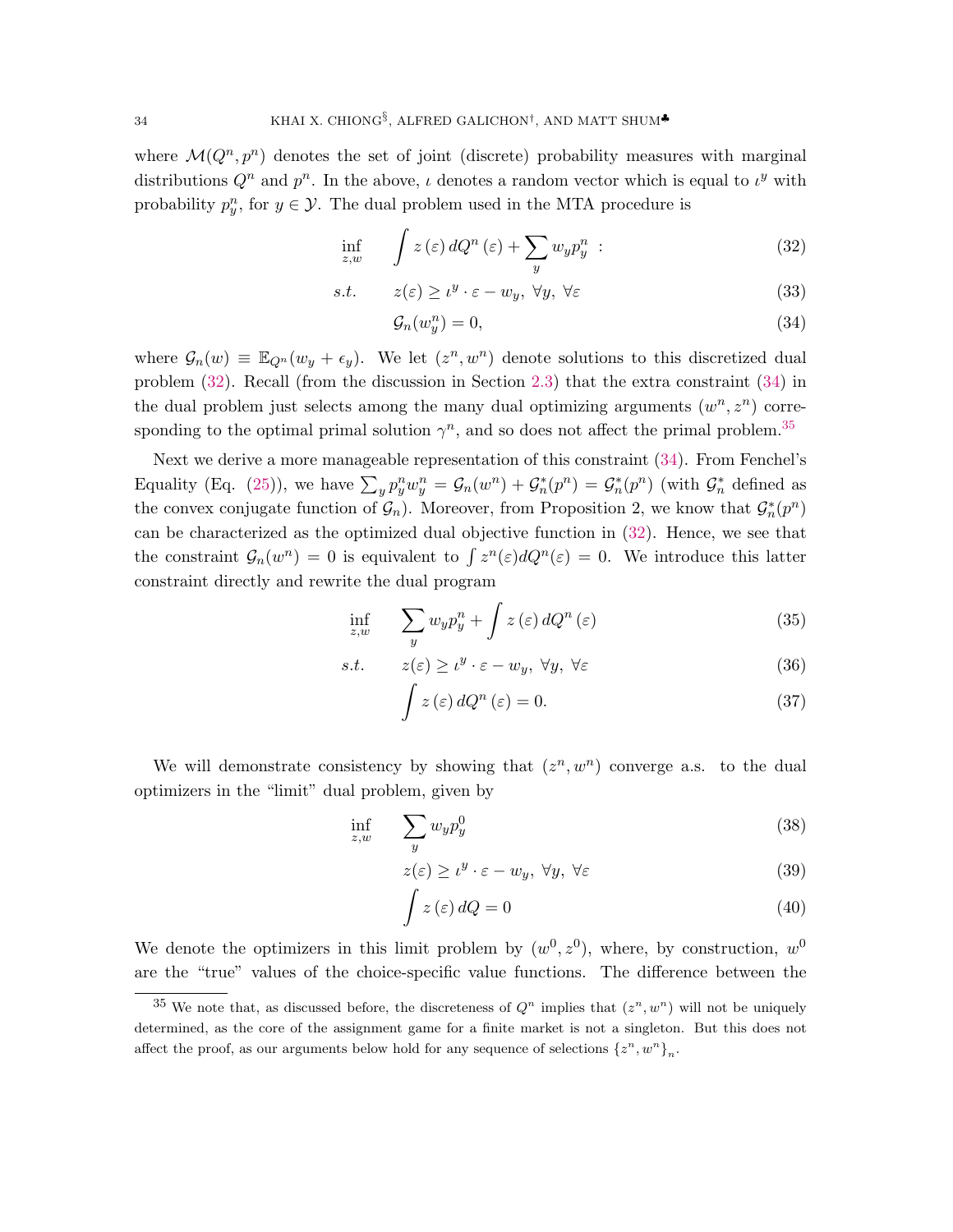where $\mathcal{M}(Q^n, p^n)$ denotes the set of joint (discrete) probability measures with marginal distributions $Q^n$ and $p^n$. In the above, $\iota$ denotes a random vector which is equal to $\iota^y$ with probability $p^n_y$, for $y \in \mathcal{Y}$. The dual problem used in the MTA procedure is

$$\inf_{z,w} \quad \int z(\varepsilon)\, dQ^n(\varepsilon) + \sum_y w_y p^n_y \ : \tag{32}$$

$$s.t. \quad z(\varepsilon) \geq \iota^y \cdot \varepsilon - w_y, \ \forall y, \ \forall \varepsilon \tag{33}$$

$$\mathcal{G}_n(w^n_y) = 0, \tag{34}$$

where $\mathcal{G}_n(w) \equiv \mathbb{E}_{Q^n}(w_y + \epsilon_y)$. We let $(z^n, w^n)$ denote solutions to this discretized dual problem (32). Recall (from the discussion in Section 2.3) that the extra constraint (34) in the dual problem just selects among the many dual optimizing arguments $(w^n, z^n)$ corresponding to the optimal primal solution $\gamma^n$, and so does not affect the primal problem.[35]

Next we derive a more manageable representation of this constraint (34). From Fenchel's Equality (Eq. (25)), we have $\sum_y p^n_y w^n_y = \mathcal{G}_n(w^n) + \mathcal{G}^*_n(p^n) = \mathcal{G}^*_n(p^n)$ (with $\mathcal{G}^*_n$ defined as the convex conjugate function of $\mathcal{G}_n$). Moreover, from Proposition 2, we know that $\mathcal{G}^*_n(p^n)$ can be characterized as the optimized dual objective function in (32). Hence, we see that the constraint $\mathcal{G}_n(w^n) = 0$ is equivalent to $\int z^n(\varepsilon) dQ^n(\varepsilon) = 0$. We introduce this latter constraint directly and rewrite the dual program

$$\inf_{z,w} \quad \sum_y w_y p^n_y + \int z(\varepsilon)\, dQ^n(\varepsilon) \tag{35}$$

$$s.t. \quad z(\varepsilon) \geq \iota^y \cdot \varepsilon - w_y, \ \forall y, \ \forall \varepsilon \tag{36}$$

$$\int z(\varepsilon)\, dQ^n(\varepsilon) = 0. \tag{37}$$

We will demonstrate consistency by showing that $(z^n, w^n)$ converge a.s. to the dual optimizers in the "limit" dual problem, given by

$$\inf_{z,w} \quad \sum_y w_y p^0_y \tag{38}$$

$$z(\varepsilon) \geq \iota^y \cdot \varepsilon - w_y, \ \forall y, \ \forall \varepsilon \tag{39}$$

$$\int z(\varepsilon)\, dQ = 0 \tag{40}$$

We denote the optimizers in this limit problem by $(w^0, z^0)$, where, by construction, $w^0$ are the "true" values of the choice-specific value functions. The difference between the

[35] We note that, as discussed before, the discreteness of $Q^n$ implies that $(z^n, w^n)$ will not be uniquely determined, as the core of the assignment game for a finite market is not a singleton. But this does not affect the proof, as our arguments below hold for any sequence of selections $\{z^n, w^n\}_n$.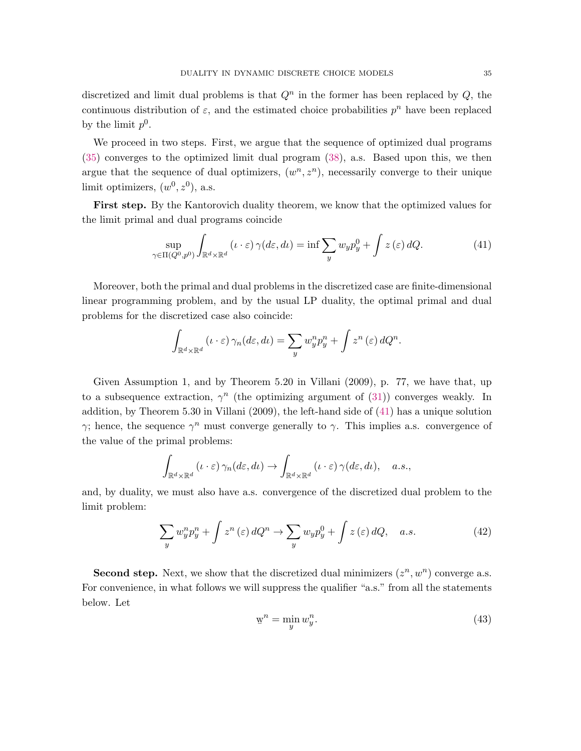discretized and limit dual problems is that $Q^n$ in the former has been replaced by $Q$, the continuous distribution of $\varepsilon$, and the estimated choice probabilities $p^n$ have been replaced by the limit $p^0$.

We proceed in two steps. First, we argue that the sequence of optimized dual programs (35) converges to the optimized limit dual program (38), a.s. Based upon this, we then argue that the sequence of dual optimizers, $(w^n, z^n)$, necessarily converge to their unique limit optimizers, $(w^0, z^0)$, a.s.

**First step.** By the Kantorovich duality theorem, we know that the optimized values for the limit primal and dual programs coincide

$$\sup_{\gamma \in \Pi(Q^0, p^0)} \int_{\mathbb{R}^d \times \mathbb{R}^d} (\iota \cdot \varepsilon)\, \gamma(d\varepsilon, d\iota) = \inf \sum_y w_y p_y^0 + \int z(\varepsilon)\, dQ. \tag{41}$$

Moreover, both the primal and dual problems in the discretized case are finite-dimensional linear programming problem, and by the usual LP duality, the optimal primal and dual problems for the discretized case also coincide:

$$\int_{\mathbb{R}^d \times \mathbb{R}^d} (\iota \cdot \varepsilon)\, \gamma_n(d\varepsilon, d\iota) = \sum_y w_y^n p_y^n + \int z^n(\varepsilon)\, dQ^n.$$

Given Assumption 1, and by Theorem 5.20 in Villani (2009), p. 77, we have that, up to a subsequence extraction, $\gamma^n$ (the optimizing argument of (31)) converges weakly. In addition, by Theorem 5.30 in Villani (2009), the left-hand side of (41) has a unique solution $\gamma$; hence, the sequence $\gamma^n$ must converge generally to $\gamma$. This implies a.s. convergence of the value of the primal problems:

$$\int_{\mathbb{R}^d \times \mathbb{R}^d} (\iota \cdot \varepsilon)\, \gamma_n(d\varepsilon, d\iota) \to \int_{\mathbb{R}^d \times \mathbb{R}^d} (\iota \cdot \varepsilon)\, \gamma(d\varepsilon, d\iota), \quad a.s.,$$

and, by duality, we must also have a.s. convergence of the discretized dual problem to the limit problem:

$$\sum_y w_y^n p_y^n + \int z^n(\varepsilon)\, dQ^n \to \sum_y w_y p_y^0 + \int z(\varepsilon)\, dQ, \quad a.s. \tag{42}$$

**Second step.** Next, we show that the discretized dual minimizers $(z^n, w^n)$ converge a.s. For convenience, in what follows we will suppress the qualifier "a.s." from all the statements below. Let

$$\underline{w}^n = \min_y w_y^n. \tag{43}$$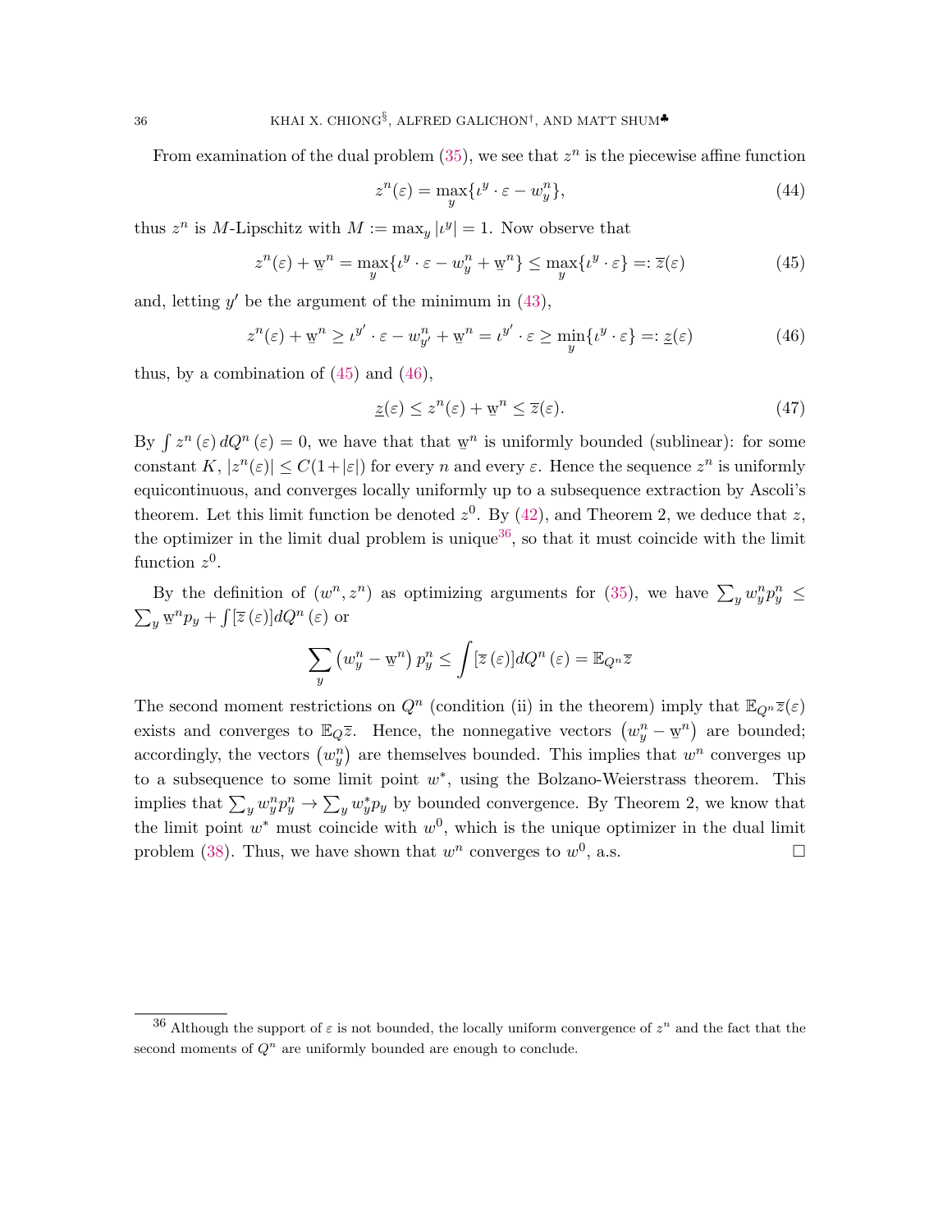From examination of the dual problem (35), we see that $z^n$ is the piecewise affine function

$$z^n(\varepsilon) = \max_y \{\iota^y \cdot \varepsilon - w_y^n\}, \tag{44}$$

thus $z^n$ is $M$-Lipschitz with $M := \max_y |\iota^y| = 1$. Now observe that

$$z^n(\varepsilon) + \underline{w}^n = \max_y \{\iota^y \cdot \varepsilon - w_y^n + \underline{w}^n\} \leq \max_y \{\iota^y \cdot \varepsilon\} =: \overline{z}(\varepsilon) \tag{45}$$

and, letting $y'$ be the argument of the minimum in (43),

$$z^n(\varepsilon) + \underline{w}^n \geq \iota^{y'} \cdot \varepsilon - w_{y'}^n + \underline{w}^n = \iota^{y'} \cdot \varepsilon \geq \min_y \{\iota^y \cdot \varepsilon\} =: \underline{z}(\varepsilon) \tag{46}$$

thus, by a combination of (45) and (46),

$$\underline{z}(\varepsilon) \leq z^n(\varepsilon) + \underline{w}^n \leq \overline{z}(\varepsilon). \tag{47}$$

By $\int z^n(\varepsilon)\, dQ^n(\varepsilon) = 0$, we have that that $\underline{w}^n$ is uniformly bounded (sublinear): for some constant $K$, $|z^n(\varepsilon)| \leq C(1+|\varepsilon|)$ for every $n$ and every $\varepsilon$. Hence the sequence $z^n$ is uniformly equicontinuous, and converges locally uniformly up to a subsequence extraction by Ascoli's theorem. Let this limit function be denoted $z^0$. By (42), and Theorem 2, we deduce that $z$, the optimizer in the limit dual problem is unique[36], so that it must coincide with the limit function $z^0$.

By the definition of $(w^n, z^n)$ as optimizing arguments for (35), we have $\sum_y w_y^n p_y^n \leq \sum_y \underline{w}^n p_y + \int [\overline{z}(\varepsilon)] dQ^n(\varepsilon)$ or

$$\sum_y \left(w_y^n - \underline{w}^n\right) p_y^n \leq \int [\overline{z}(\varepsilon)] dQ^n(\varepsilon) = \mathbb{E}_{Q^n} \overline{z}$$

The second moment restrictions on $Q^n$ (condition (ii) in the theorem) imply that $\mathbb{E}_{Q^n} \overline{z}(\varepsilon)$ exists and converges to $\mathbb{E}_Q \overline{z}$. Hence, the nonnegative vectors $\left(w_y^n - \underline{w}^n\right)$ are bounded; accordingly, the vectors $\left(w_y^n\right)$ are themselves bounded. This implies that $w^n$ converges up to a subsequence to some limit point $w^*$, using the Bolzano-Weierstrass theorem. This implies that $\sum_y w_y^n p_y^n \to \sum_y w_y^* p_y$ by bounded convergence. By Theorem 2, we know that the limit point $w^*$ must coincide with $w^0$, which is the unique optimizer in the dual limit problem (38). Thus, we have shown that $w^n$ converges to $w^0$, a.s. □

[36] Although the support of $\varepsilon$ is not bounded, the locally uniform convergence of $z^n$ and the fact that the second moments of $Q^n$ are uniformly bounded are enough to conclude.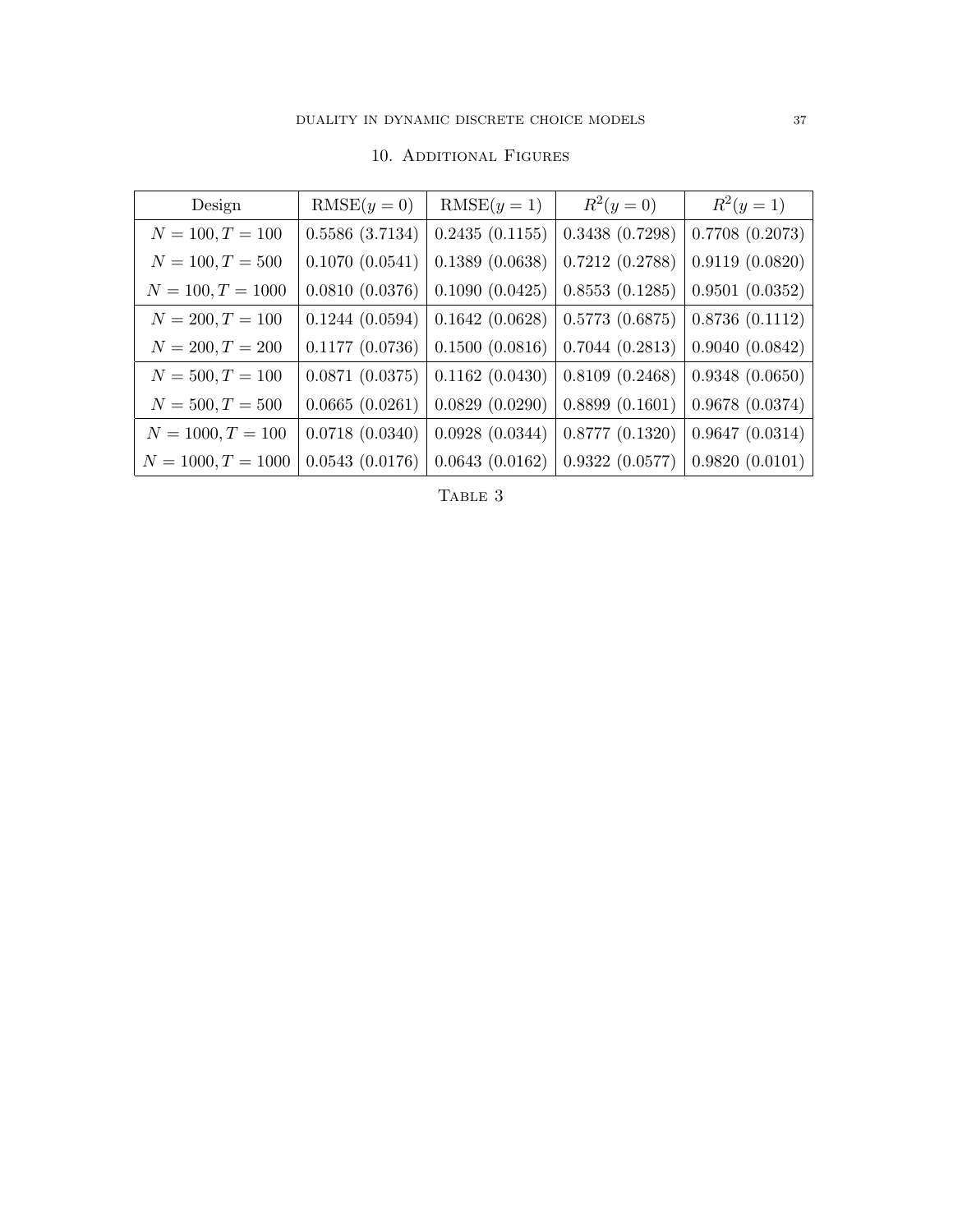## 10. Additional Figures

| Design | RMSE($y=0$) | RMSE($y=1$) | $R^2(y=0)$ | $R^2(y=1)$ |
|---|---|---|---|---|
| $N=100, T=100$ | 0.5586 (3.7134) | 0.2435 (0.1155) | 0.3438 (0.7298) | 0.7708 (0.2073) |
| $N=100, T=500$ | 0.1070 (0.0541) | 0.1389 (0.0638) | 0.7212 (0.2788) | 0.9119 (0.0820) |
| $N=100, T=1000$ | 0.0810 (0.0376) | 0.1090 (0.0425) | 0.8553 (0.1285) | 0.9501 (0.0352) |
| $N=200, T=100$ | 0.1244 (0.0594) | 0.1642 (0.0628) | 0.5773 (0.6875) | 0.8736 (0.1112) |
| $N=200, T=200$ | 0.1177 (0.0736) | 0.1500 (0.0816) | 0.7044 (0.2813) | 0.9040 (0.0842) |
| $N=500, T=100$ | 0.0871 (0.0375) | 0.1162 (0.0430) | 0.8109 (0.2468) | 0.9348 (0.0650) |
| $N=500, T=500$ | 0.0665 (0.0261) | 0.0829 (0.0290) | 0.8899 (0.1601) | 0.9678 (0.0374) |
| $N=1000, T=100$ | 0.0718 (0.0340) | 0.0928 (0.0344) | 0.8777 (0.1320) | 0.9647 (0.0314) |
| $N=1000, T=1000$ | 0.0543 (0.0176) | 0.0643 (0.0162) | 0.9322 (0.0577) | 0.9820 (0.0101) |

Table 3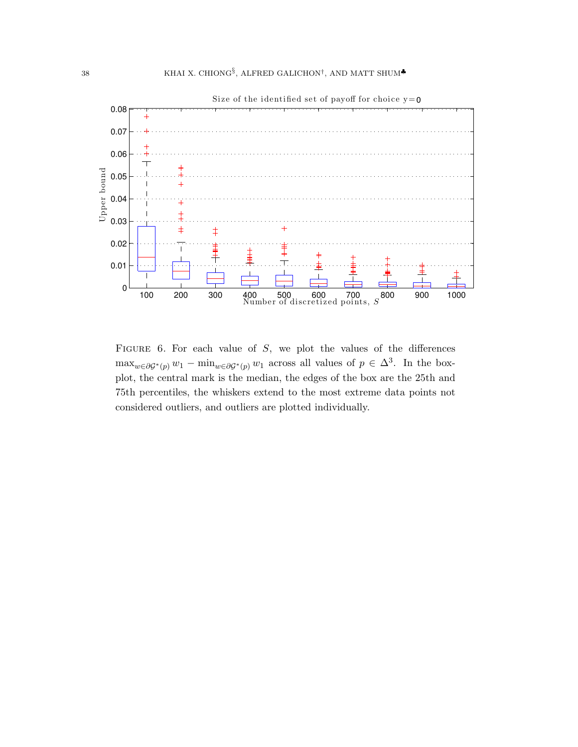Size of the identified set of payoff for choice y=0

Upper bound

Number of discretized points, $S$

Figure 6. For each value of $S$, we plot the values of the differences $\max_{w \in \partial \mathcal{G}^*(p)} w_1 - \min_{w \in \partial \mathcal{G}^*(p)} w_1$ across all values of $p \in \Delta^3$. In the boxplot, the central mark is the median, the edges of the box are the 25th and 75th percentiles, the whiskers extend to the most extreme data points not considered outliers, and outliers are plotted individually.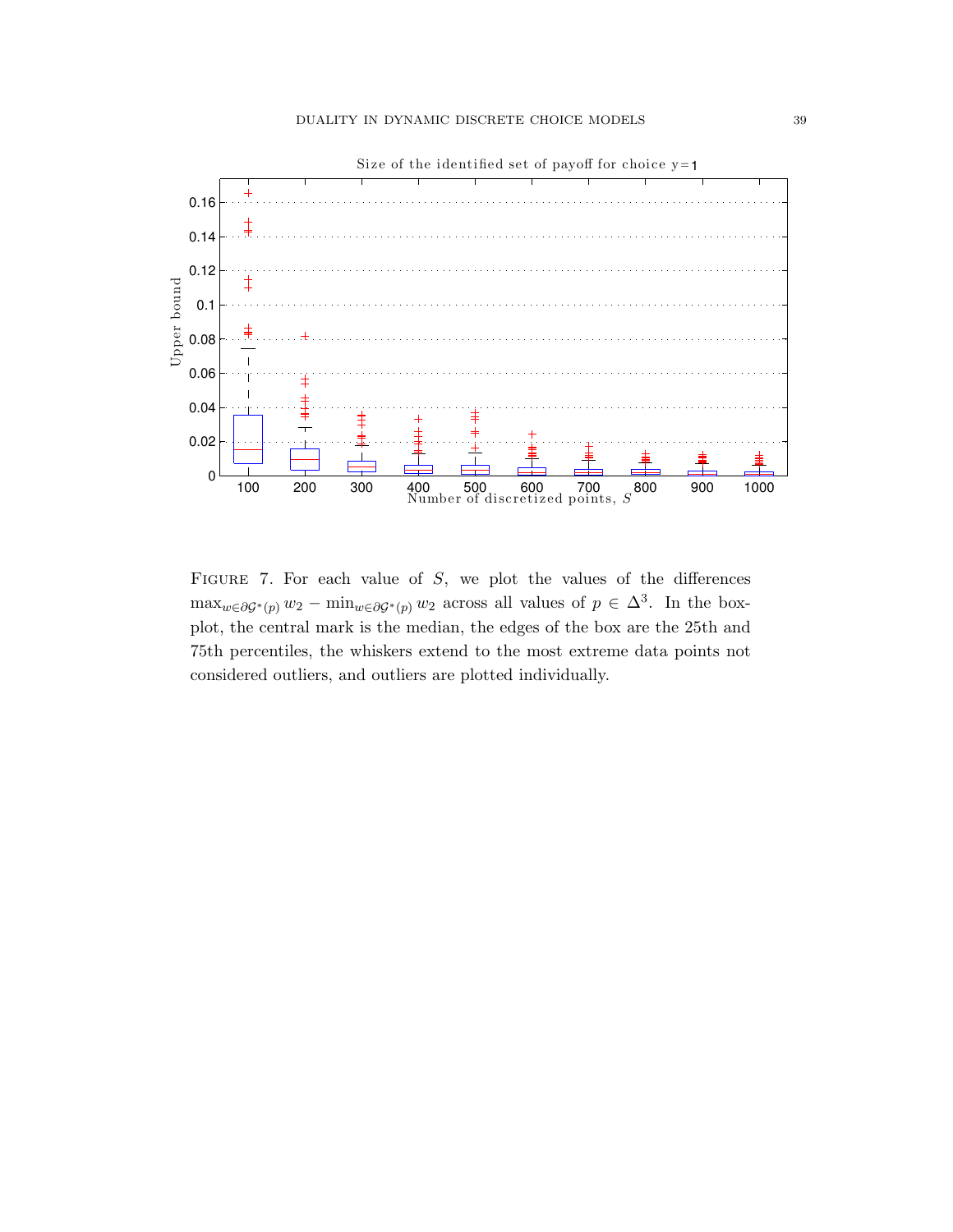Figure 7. For each value of $S$, we plot the values of the differences $\max_{w \in \partial \mathcal{G}^*(p)} w_2 - \min_{w \in \partial \mathcal{G}^*(p)} w_2$ across all values of $p \in \Delta^3$. In the boxplot, the central mark is the median, the edges of the box are the 25th and 75th percentiles, the whiskers extend to the most extreme data points not considered outliers, and outliers are plotted individually.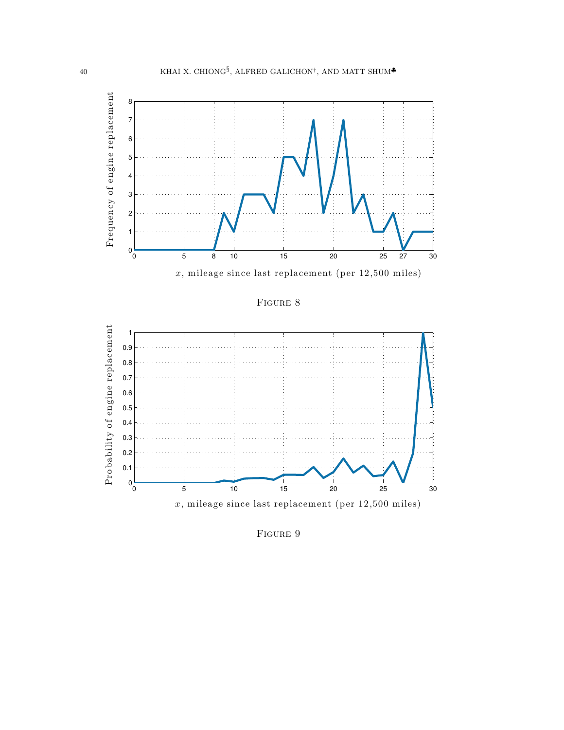Frequency of engine replacement

0 1 2 3 4 5 6 7 8

0 5 8 10 15 20 25 27 30

$x$, mileage since last replacement (per 12,500 miles)

Figure 8

Probability of engine replacement

0 0.1 0.2 0.3 0.4 0.5 0.6 0.7 0.8 0.9 1

0 5 10 15 20 25 30

$x$, mileage since last replacement (per 12,500 miles)

Figure 9